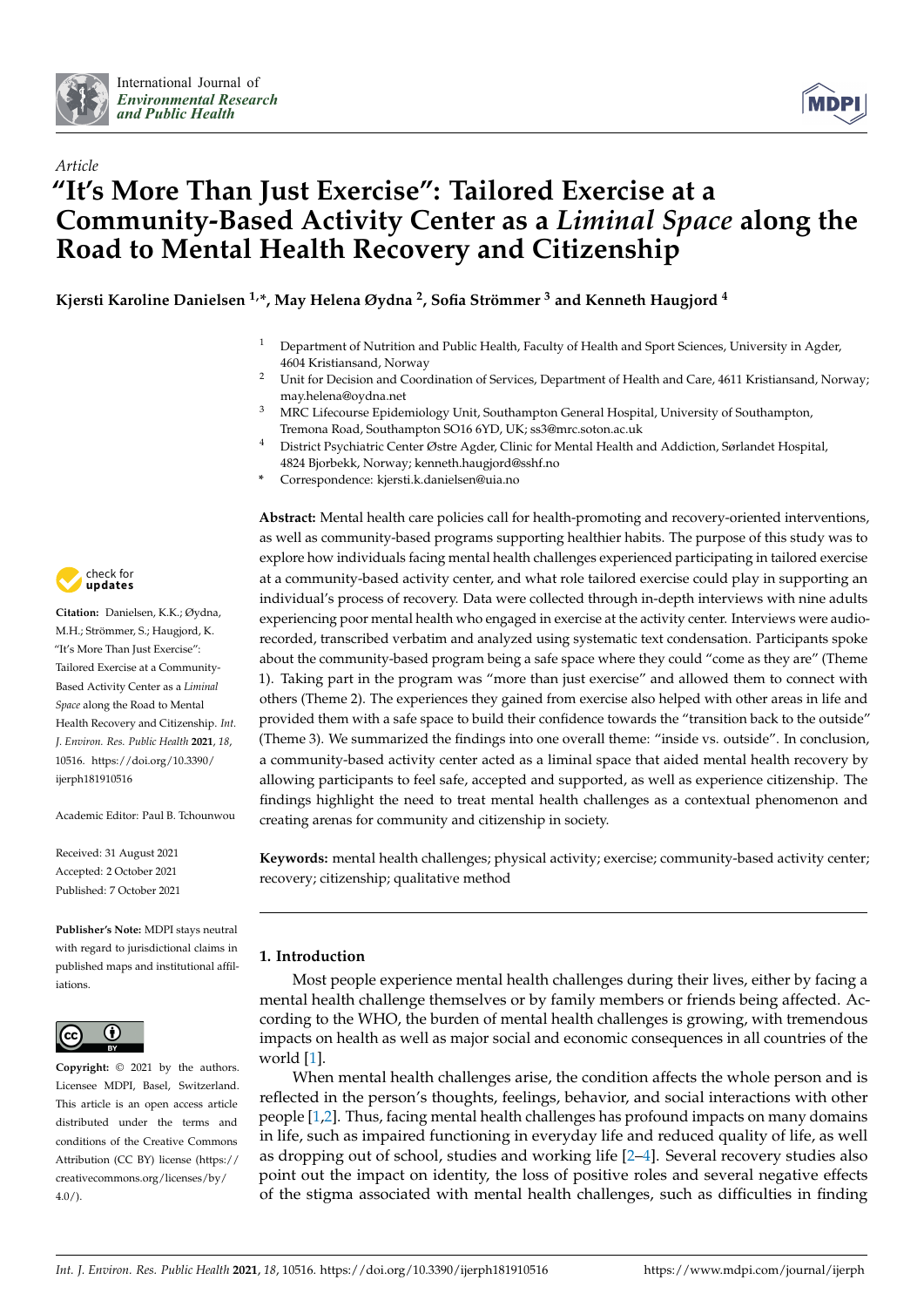*Article*

# "It's More Than Just Exercise": Tailored Exercise at a Community-Based Activity Center as a *Liminal Space* along the Road to Mental Health Recovery and Citizenship

**Kjersti Karoline Danielsen [1,*], May Helena Øydna [2], Sofia Strömmer [3] and Kenneth Haugjord [4]**

1. Department of Nutrition and Public Health, Faculty of Health and Sport Sciences, University in Agder, 4604 Kristiansand, Norway
2. Unit for Decision and Coordination of Services, Department of Health and Care, 4611 Kristiansand, Norway; may.helena@oydna.net
3. MRC Lifecourse Epidemiology Unit, Southampton General Hospital, University of Southampton, Tremona Road, Southampton SO16 6YD, UK; ss3@mrc.soton.ac.uk
4. District Psychiatric Center Østre Agder, Clinic for Mental Health and Addiction, Sørlandet Hospital, 4824 Bjorbekk, Norway; kenneth.haugjord@sshf.no

\* Correspondence: kjersti.k.danielsen@uia.no

**Citation:** Danielsen, K.K.; Øydna, M.H.; Strömmer, S.; Haugjord, K. "It's More Than Just Exercise": Tailored Exercise at a Community-Based Activity Center as a *Liminal Space* along the Road to Mental Health Recovery and Citizenship. *Int. J. Environ. Res. Public Health* **2021**, *18*, 10516. https://doi.org/10.3390/ijerph181910516

Academic Editor: Paul B. Tchounwou

Received: 31 August 2021
Accepted: 2 October 2021
Published: 7 October 2021

**Publisher's Note:** MDPI stays neutral with regard to jurisdictional claims in published maps and institutional affiliations.

**Copyright:** © 2021 by the authors. Licensee MDPI, Basel, Switzerland. This article is an open access article distributed under the terms and conditions of the Creative Commons Attribution (CC BY) license (https://creativecommons.org/licenses/by/4.0/).

**Abstract:** Mental health care policies call for health-promoting and recovery-oriented interventions, as well as community-based programs supporting healthier habits. The purpose of this study was to explore how individuals facing mental health challenges experienced participating in tailored exercise at a community-based activity center, and what role tailored exercise could play in supporting an individual's process of recovery. Data were collected through in-depth interviews with nine adults experiencing poor mental health who engaged in exercise at the activity center. Interviews were audio-recorded, transcribed verbatim and analyzed using systematic text condensation. Participants spoke about the community-based program being a safe space where they could "come as they are" (Theme 1). Taking part in the program was "more than just exercise" and allowed them to connect with others (Theme 2). The experiences they gained from exercise also helped with other areas in life and provided them with a safe space to build their confidence towards the "transition back to the outside" (Theme 3). We summarized the findings into one overall theme: "inside vs. outside". In conclusion, a community-based activity center acted as a liminal space that aided mental health recovery by allowing participants to feel safe, accepted and supported, as well as experience citizenship. The findings highlight the need to treat mental health challenges as a contextual phenomenon and creating arenas for community and citizenship in society.

**Keywords:** mental health challenges; physical activity; exercise; community-based activity center; recovery; citizenship; qualitative method

## 1. Introduction

Most people experience mental health challenges during their lives, either by facing a mental health challenge themselves or by family members or friends being affected. According to the WHO, the burden of mental health challenges is growing, with tremendous impacts on health as well as major social and economic consequences in all countries of the world [1].

When mental health challenges arise, the condition affects the whole person and is reflected in the person's thoughts, feelings, behavior, and social interactions with other people [1,2]. Thus, facing mental health challenges has profound impacts on many domains in life, such as impaired functioning in everyday life and reduced quality of life, as well as dropping out of school, studies and working life [2–4]. Several recovery studies also point out the impact on identity, the loss of positive roles and several negative effects of the stigma associated with mental health challenges, such as difficulties in finding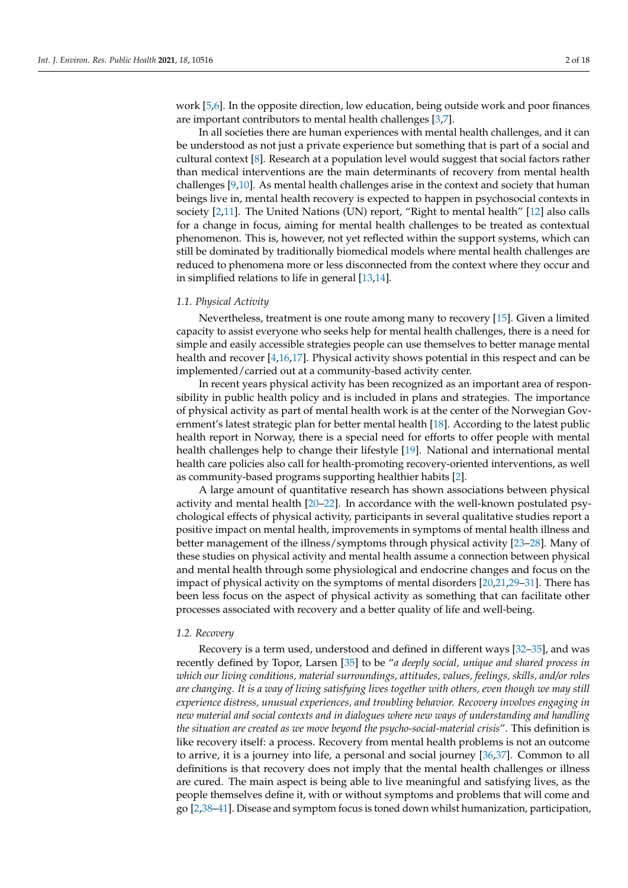work [5,6]. In the opposite direction, low education, being outside work and poor finances are important contributors to mental health challenges [3,7].

In all societies there are human experiences with mental health challenges, and it can be understood as not just a private experience but something that is part of a social and cultural context [8]. Research at a population level would suggest that social factors rather than medical interventions are the main determinants of recovery from mental health challenges [9,10]. As mental health challenges arise in the context and society that human beings live in, mental health recovery is expected to happen in psychosocial contexts in society [2,11]. The United Nations (UN) report, "Right to mental health" [12] also calls for a change in focus, aiming for mental health challenges to be treated as contextual phenomenon. This is, however, not yet reflected within the support systems, which can still be dominated by traditionally biomedical models where mental health challenges are reduced to phenomena more or less disconnected from the context where they occur and in simplified relations to life in general [13,14].

### 1.1. Physical Activity

Nevertheless, treatment is one route among many to recovery [15]. Given a limited capacity to assist everyone who seeks help for mental health challenges, there is a need for simple and easily accessible strategies people can use themselves to better manage mental health and recover [4,16,17]. Physical activity shows potential in this respect and can be implemented/carried out at a community-based activity center.

In recent years physical activity has been recognized as an important area of responsibility in public health policy and is included in plans and strategies. The importance of physical activity as part of mental health work is at the center of the Norwegian Government's latest strategic plan for better mental health [18]. According to the latest public health report in Norway, there is a special need for efforts to offer people with mental health challenges help to change their lifestyle [19]. National and international mental health care policies also call for health-promoting recovery-oriented interventions, as well as community-based programs supporting healthier habits [2].

A large amount of quantitative research has shown associations between physical activity and mental health [20–22]. In accordance with the well-known postulated psychological effects of physical activity, participants in several qualitative studies report a positive impact on mental health, improvements in symptoms of mental health illness and better management of the illness/symptoms through physical activity [23–28]. Many of these studies on physical activity and mental health assume a connection between physical and mental health through some physiological and endocrine changes and focus on the impact of physical activity on the symptoms of mental disorders [20,21,29–31]. There has been less focus on the aspect of physical activity as something that can facilitate other processes associated with recovery and a better quality of life and well-being.

### 1.2. Recovery

Recovery is a term used, understood and defined in different ways [32–35], and was recently defined by Topor, Larsen [35] to be "*a deeply social, unique and shared process in which our living conditions, material surroundings, attitudes, values, feelings, skills, and/or roles are changing. It is a way of living satisfying lives together with others, even though we may still experience distress, unusual experiences, and troubling behavior. Recovery involves engaging in new material and social contexts and in dialogues where new ways of understanding and handling the situation are created as we move beyond the psycho-social-material crisis*". This definition is like recovery itself: a process. Recovery from mental health problems is not an outcome to arrive, it is a journey into life, a personal and social journey [36,37]. Common to all definitions is that recovery does not imply that the mental health challenges or illness are cured. The main aspect is being able to live meaningful and satisfying lives, as the people themselves define it, with or without symptoms and problems that will come and go [2,38–41]. Disease and symptom focus is toned down whilst humanization, participation,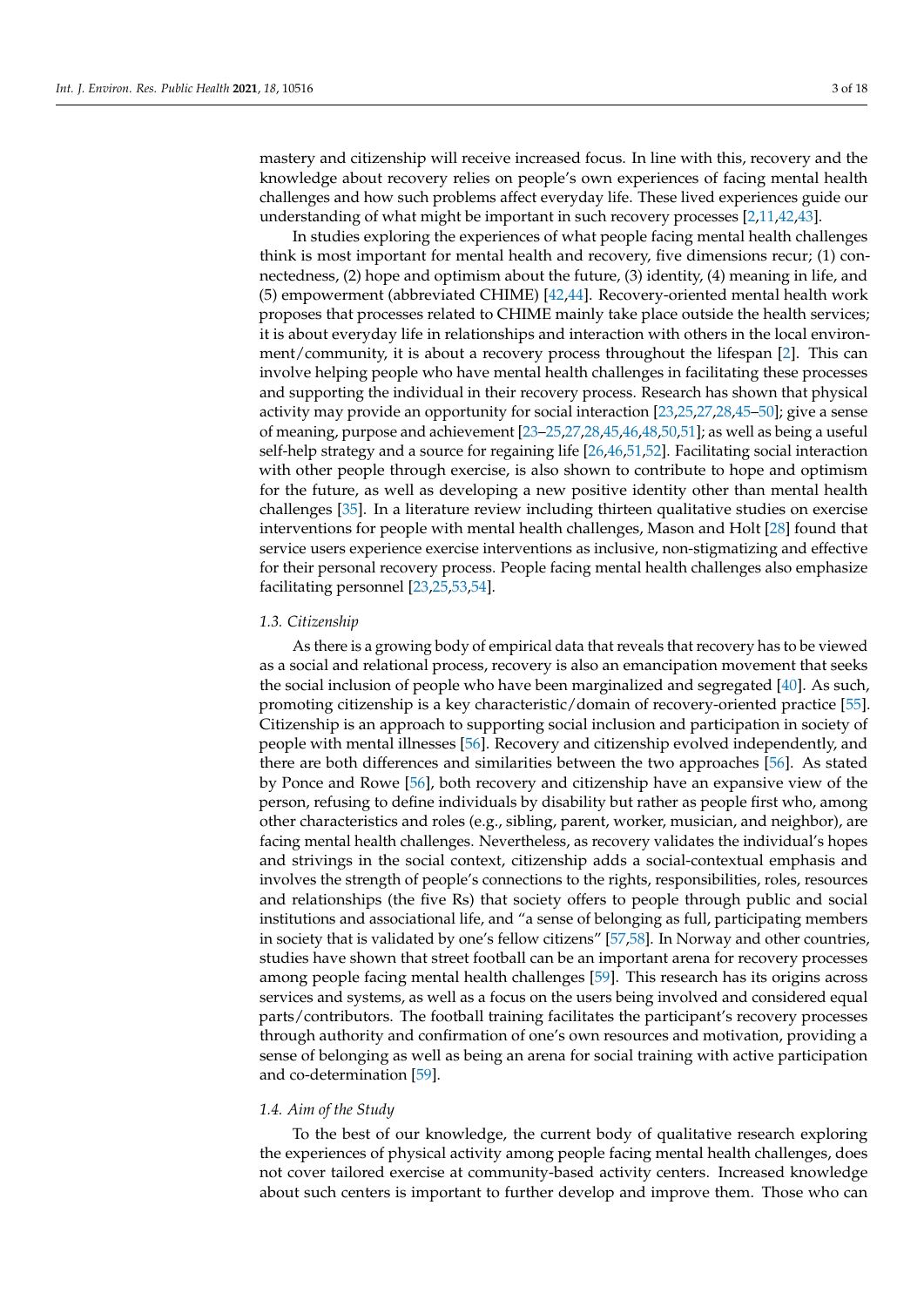mastery and citizenship will receive increased focus. In line with this, recovery and the knowledge about recovery relies on people's own experiences of facing mental health challenges and how such problems affect everyday life. These lived experiences guide our understanding of what might be important in such recovery processes [2,11,42,43].

In studies exploring the experiences of what people facing mental health challenges think is most important for mental health and recovery, five dimensions recur; (1) connectedness, (2) hope and optimism about the future, (3) identity, (4) meaning in life, and (5) empowerment (abbreviated CHIME) [42,44]. Recovery-oriented mental health work proposes that processes related to CHIME mainly take place outside the health services; it is about everyday life in relationships and interaction with others in the local environment/community, it is about a recovery process throughout the lifespan [2]. This can involve helping people who have mental health challenges in facilitating these processes and supporting the individual in their recovery process. Research has shown that physical activity may provide an opportunity for social interaction [23,25,27,28,45–50]; give a sense of meaning, purpose and achievement [23–25,27,28,45,46,48,50,51]; as well as being a useful self-help strategy and a source for regaining life [26,46,51,52]. Facilitating social interaction with other people through exercise, is also shown to contribute to hope and optimism for the future, as well as developing a new positive identity other than mental health challenges [35]. In a literature review including thirteen qualitative studies on exercise interventions for people with mental health challenges, Mason and Holt [28] found that service users experience exercise interventions as inclusive, non-stigmatizing and effective for their personal recovery process. People facing mental health challenges also emphasize facilitating personnel [23,25,53,54].

### 1.3. Citizenship

As there is a growing body of empirical data that reveals that recovery has to be viewed as a social and relational process, recovery is also an emancipation movement that seeks the social inclusion of people who have been marginalized and segregated [40]. As such, promoting citizenship is a key characteristic/domain of recovery-oriented practice [55]. Citizenship is an approach to supporting social inclusion and participation in society of people with mental illnesses [56]. Recovery and citizenship evolved independently, and there are both differences and similarities between the two approaches [56]. As stated by Ponce and Rowe [56], both recovery and citizenship have an expansive view of the person, refusing to define individuals by disability but rather as people first who, among other characteristics and roles (e.g., sibling, parent, worker, musician, and neighbor), are facing mental health challenges. Nevertheless, as recovery validates the individual's hopes and strivings in the social context, citizenship adds a social-contextual emphasis and involves the strength of people's connections to the rights, responsibilities, roles, resources and relationships (the five Rs) that society offers to people through public and social institutions and associational life, and "a sense of belonging as full, participating members in society that is validated by one's fellow citizens" [57,58]. In Norway and other countries, studies have shown that street football can be an important arena for recovery processes among people facing mental health challenges [59]. This research has its origins across services and systems, as well as a focus on the users being involved and considered equal parts/contributors. The football training facilitates the participant's recovery processes through authority and confirmation of one's own resources and motivation, providing a sense of belonging as well as being an arena for social training with active participation and co-determination [59].

### 1.4. Aim of the Study

To the best of our knowledge, the current body of qualitative research exploring the experiences of physical activity among people facing mental health challenges, does not cover tailored exercise at community-based activity centers. Increased knowledge about such centers is important to further develop and improve them. Those who can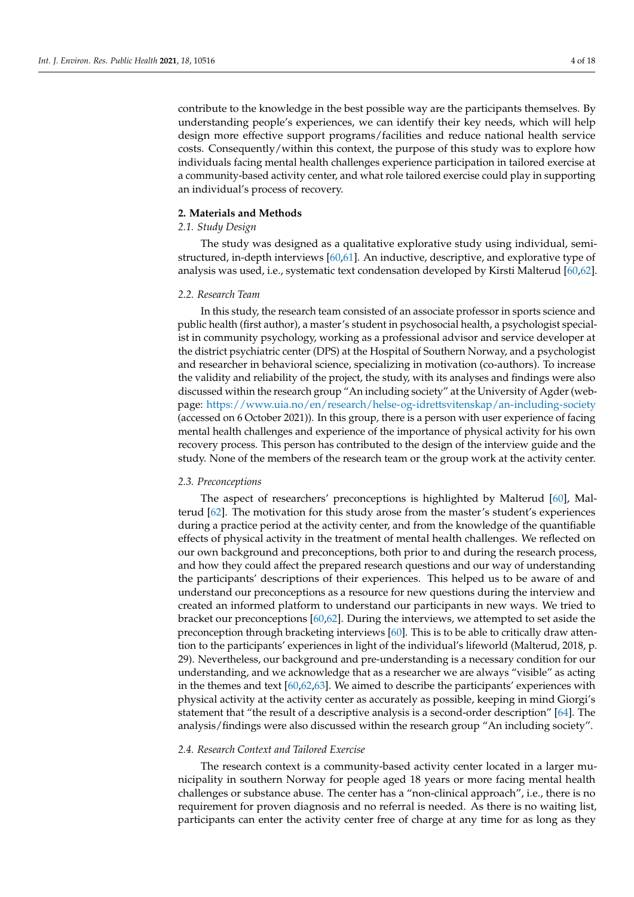contribute to the knowledge in the best possible way are the participants themselves. By understanding people's experiences, we can identify their key needs, which will help design more effective support programs/facilities and reduce national health service costs. Consequently/within this context, the purpose of this study was to explore how individuals facing mental health challenges experience participation in tailored exercise at a community-based activity center, and what role tailored exercise could play in supporting an individual's process of recovery.

## 2. Materials and Methods

### 2.1. Study Design

The study was designed as a qualitative explorative study using individual, semi-structured, in-depth interviews [60,61]. An inductive, descriptive, and explorative type of analysis was used, i.e., systematic text condensation developed by Kirsti Malterud [60,62].

### 2.2. Research Team

In this study, the research team consisted of an associate professor in sports science and public health (first author), a master's student in psychosocial health, a psychologist specialist in community psychology, working as a professional advisor and service developer at the district psychiatric center (DPS) at the Hospital of Southern Norway, and a psychologist and researcher in behavioral science, specializing in motivation (co-authors). To increase the validity and reliability of the project, the study, with its analyses and findings were also discussed within the research group "An including society" at the University of Agder (webpage: https://www.uia.no/en/research/helse-og-idrettsvitenskap/an-including-society (accessed on 6 October 2021)). In this group, there is a person with user experience of facing mental health challenges and experience of the importance of physical activity for his own recovery process. This person has contributed to the design of the interview guide and the study. None of the members of the research team or the group work at the activity center.

### 2.3. Preconceptions

The aspect of researchers' preconceptions is highlighted by Malterud [60], Malterud [62]. The motivation for this study arose from the master's student's experiences during a practice period at the activity center, and from the knowledge of the quantifiable effects of physical activity in the treatment of mental health challenges. We reflected on our own background and preconceptions, both prior to and during the research process, and how they could affect the prepared research questions and our way of understanding the participants' descriptions of their experiences. This helped us to be aware of and understand our preconceptions as a resource for new questions during the interview and created an informed platform to understand our participants in new ways. We tried to bracket our preconceptions [60,62]. During the interviews, we attempted to set aside the preconception through bracketing interviews [60]. This is to be able to critically draw attention to the participants' experiences in light of the individual's lifeworld (Malterud, 2018, p. 29). Nevertheless, our background and pre-understanding is a necessary condition for our understanding, and we acknowledge that as a researcher we are always "visible" as acting in the themes and text [60,62,63]. We aimed to describe the participants' experiences with physical activity at the activity center as accurately as possible, keeping in mind Giorgi's statement that "the result of a descriptive analysis is a second-order description" [64]. The analysis/findings were also discussed within the research group "An including society".

### 2.4. Research Context and Tailored Exercise

The research context is a community-based activity center located in a larger municipality in southern Norway for people aged 18 years or more facing mental health challenges or substance abuse. The center has a "non-clinical approach", i.e., there is no requirement for proven diagnosis and no referral is needed. As there is no waiting list, participants can enter the activity center free of charge at any time for as long as they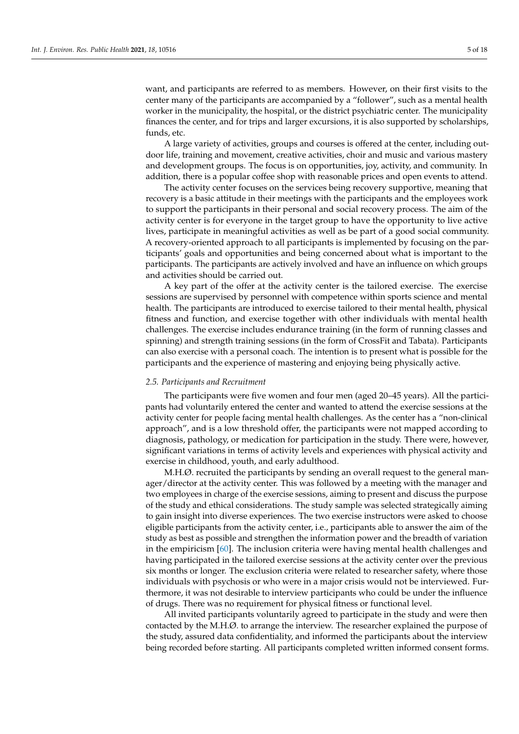want, and participants are referred to as members. However, on their first visits to the center many of the participants are accompanied by a "follower", such as a mental health worker in the municipality, the hospital, or the district psychiatric center. The municipality finances the center, and for trips and larger excursions, it is also supported by scholarships, funds, etc.

A large variety of activities, groups and courses is offered at the center, including outdoor life, training and movement, creative activities, choir and music and various mastery and development groups. The focus is on opportunities, joy, activity, and community. In addition, there is a popular coffee shop with reasonable prices and open events to attend.

The activity center focuses on the services being recovery supportive, meaning that recovery is a basic attitude in their meetings with the participants and the employees work to support the participants in their personal and social recovery process. The aim of the activity center is for everyone in the target group to have the opportunity to live active lives, participate in meaningful activities as well as be part of a good social community. A recovery-oriented approach to all participants is implemented by focusing on the participants' goals and opportunities and being concerned about what is important to the participants. The participants are actively involved and have an influence on which groups and activities should be carried out.

A key part of the offer at the activity center is the tailored exercise. The exercise sessions are supervised by personnel with competence within sports science and mental health. The participants are introduced to exercise tailored to their mental health, physical fitness and function, and exercise together with other individuals with mental health challenges. The exercise includes endurance training (in the form of running classes and spinning) and strength training sessions (in the form of CrossFit and Tabata). Participants can also exercise with a personal coach. The intention is to present what is possible for the participants and the experience of mastering and enjoying being physically active.

### *2.5. Participants and Recruitment*

The participants were five women and four men (aged 20–45 years). All the participants had voluntarily entered the center and wanted to attend the exercise sessions at the activity center for people facing mental health challenges. As the center has a "non-clinical approach", and is a low threshold offer, the participants were not mapped according to diagnosis, pathology, or medication for participation in the study. There were, however, significant variations in terms of activity levels and experiences with physical activity and exercise in childhood, youth, and early adulthood.

M.H.Ø. recruited the participants by sending an overall request to the general manager/director at the activity center. This was followed by a meeting with the manager and two employees in charge of the exercise sessions, aiming to present and discuss the purpose of the study and ethical considerations. The study sample was selected strategically aiming to gain insight into diverse experiences. The two exercise instructors were asked to choose eligible participants from the activity center, i.e., participants able to answer the aim of the study as best as possible and strengthen the information power and the breadth of variation in the empiricism [60]. The inclusion criteria were having mental health challenges and having participated in the tailored exercise sessions at the activity center over the previous six months or longer. The exclusion criteria were related to researcher safety, where those individuals with psychosis or who were in a major crisis would not be interviewed. Furthermore, it was not desirable to interview participants who could be under the influence of drugs. There was no requirement for physical fitness or functional level.

All invited participants voluntarily agreed to participate in the study and were then contacted by the M.H.Ø. to arrange the interview. The researcher explained the purpose of the study, assured data confidentiality, and informed the participants about the interview being recorded before starting. All participants completed written informed consent forms.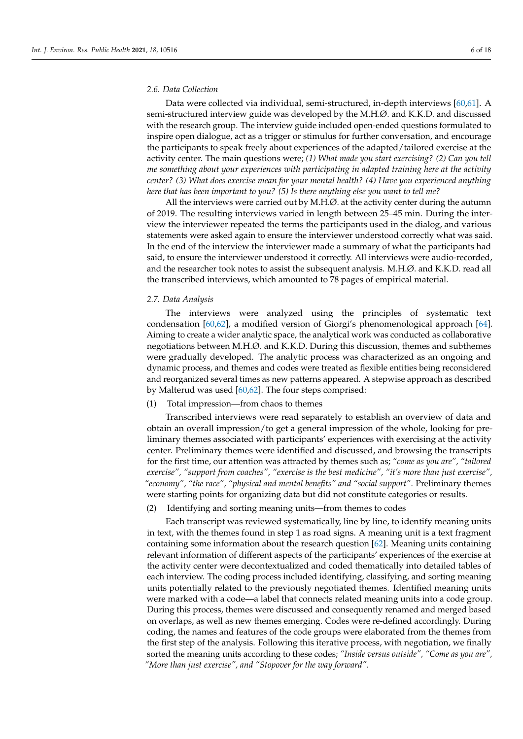### 2.6. Data Collection

Data were collected via individual, semi-structured, in-depth interviews [60,61]. A semi-structured interview guide was developed by the M.H.Ø. and K.K.D. and discussed with the research group. The interview guide included open-ended questions formulated to inspire open dialogue, act as a trigger or stimulus for further conversation, and encourage the participants to speak freely about experiences of the adapted/tailored exercise at the activity center. The main questions were; *(1) What made you start exercising? (2) Can you tell me something about your experiences with participating in adapted training here at the activity center? (3) What does exercise mean for your mental health? (4) Have you experienced anything here that has been important to you? (5) Is there anything else you want to tell me?*

All the interviews were carried out by M.H.Ø. at the activity center during the autumn of 2019. The resulting interviews varied in length between 25–45 min. During the interview the interviewer repeated the terms the participants used in the dialog, and various statements were asked again to ensure the interviewer understood correctly what was said. In the end of the interview the interviewer made a summary of what the participants had said, to ensure the interviewer understood it correctly. All interviews were audio-recorded, and the researcher took notes to assist the subsequent analysis. M.H.Ø. and K.K.D. read all the transcribed interviews, which amounted to 78 pages of empirical material.

### 2.7. Data Analysis

The interviews were analyzed using the principles of systematic text condensation [60,62], a modified version of Giorgi's phenomenological approach [64]. Aiming to create a wider analytic space, the analytical work was conducted as collaborative negotiations between M.H.Ø. and K.K.D. During this discussion, themes and subthemes were gradually developed. The analytic process was characterized as an ongoing and dynamic process, and themes and codes were treated as flexible entities being reconsidered and reorganized several times as new patterns appeared. A stepwise approach as described by Malterud was used [60,62]. The four steps comprised:

(1) Total impression—from chaos to themes

Transcribed interviews were read separately to establish an overview of data and obtain an overall impression/to get a general impression of the whole, looking for preliminary themes associated with participants' experiences with exercising at the activity center. Preliminary themes were identified and discussed, and browsing the transcripts for the first time, our attention was attracted by themes such as; *"come as you are"*, *"tailored exercise"*, *"support from coaches"*, *"exercise is the best medicine"*, *"it's more than just exercise"*, *"economy"*, *"the race"*, *"physical and mental benefits" and "social support"*. Preliminary themes were starting points for organizing data but did not constitute categories or results.

(2) Identifying and sorting meaning units—from themes to codes

Each transcript was reviewed systematically, line by line, to identify meaning units in text, with the themes found in step 1 as road signs. A meaning unit is a text fragment containing some information about the research question [62]. Meaning units containing relevant information of different aspects of the participants' experiences of the exercise at the activity center were decontextualized and coded thematically into detailed tables of each interview. The coding process included identifying, classifying, and sorting meaning units potentially related to the previously negotiated themes. Identified meaning units were marked with a code—a label that connects related meaning units into a code group. During this process, themes were discussed and consequently renamed and merged based on overlaps, as well as new themes emerging. Codes were re-defined accordingly. During coding, the names and features of the code groups were elaborated from the themes from the first step of the analysis. Following this iterative process, with negotiation, we finally sorted the meaning units according to these codes; *"Inside versus outside"*, *"Come as you are"*, *"More than just exercise"*, and *"Stopover for the way forward"*.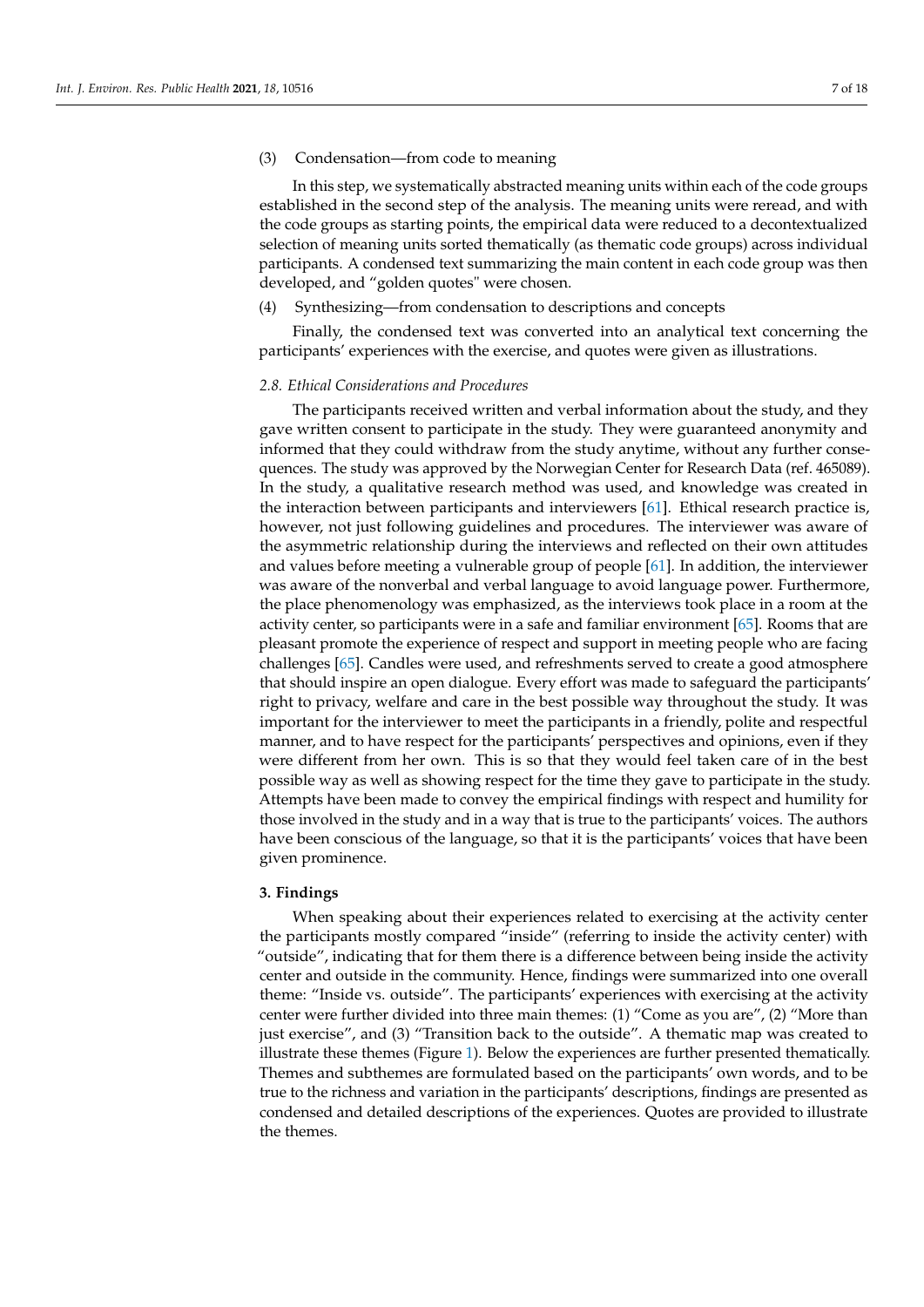(3) Condensation—from code to meaning

In this step, we systematically abstracted meaning units within each of the code groups established in the second step of the analysis. The meaning units were reread, and with the code groups as starting points, the empirical data were reduced to a decontextualized selection of meaning units sorted thematically (as thematic code groups) across individual participants. A condensed text summarizing the main content in each code group was then developed, and "golden quotes" were chosen.

(4) Synthesizing—from condensation to descriptions and concepts

Finally, the condensed text was converted into an analytical text concerning the participants' experiences with the exercise, and quotes were given as illustrations.

### *2.8. Ethical Considerations and Procedures*

The participants received written and verbal information about the study, and they gave written consent to participate in the study. They were guaranteed anonymity and informed that they could withdraw from the study anytime, without any further consequences. The study was approved by the Norwegian Center for Research Data (ref. 465089). In the study, a qualitative research method was used, and knowledge was created in the interaction between participants and interviewers [61]. Ethical research practice is, however, not just following guidelines and procedures. The interviewer was aware of the asymmetric relationship during the interviews and reflected on their own attitudes and values before meeting a vulnerable group of people [61]. In addition, the interviewer was aware of the nonverbal and verbal language to avoid language power. Furthermore, the place phenomenology was emphasized, as the interviews took place in a room at the activity center, so participants were in a safe and familiar environment [65]. Rooms that are pleasant promote the experience of respect and support in meeting people who are facing challenges [65]. Candles were used, and refreshments served to create a good atmosphere that should inspire an open dialogue. Every effort was made to safeguard the participants' right to privacy, welfare and care in the best possible way throughout the study. It was important for the interviewer to meet the participants in a friendly, polite and respectful manner, and to have respect for the participants' perspectives and opinions, even if they were different from her own. This is so that they would feel taken care of in the best possible way as well as showing respect for the time they gave to participate in the study. Attempts have been made to convey the empirical findings with respect and humility for those involved in the study and in a way that is true to the participants' voices. The authors have been conscious of the language, so that it is the participants' voices that have been given prominence.

## **3. Findings**

When speaking about their experiences related to exercising at the activity center the participants mostly compared "inside" (referring to inside the activity center) with "outside", indicating that for them there is a difference between being inside the activity center and outside in the community. Hence, findings were summarized into one overall theme: "Inside vs. outside". The participants' experiences with exercising at the activity center were further divided into three main themes: (1) "Come as you are", (2) "More than just exercise", and (3) "Transition back to the outside". A thematic map was created to illustrate these themes (Figure 1). Below the experiences are further presented thematically. Themes and subthemes are formulated based on the participants' own words, and to be true to the richness and variation in the participants' descriptions, findings are presented as condensed and detailed descriptions of the experiences. Quotes are provided to illustrate the themes.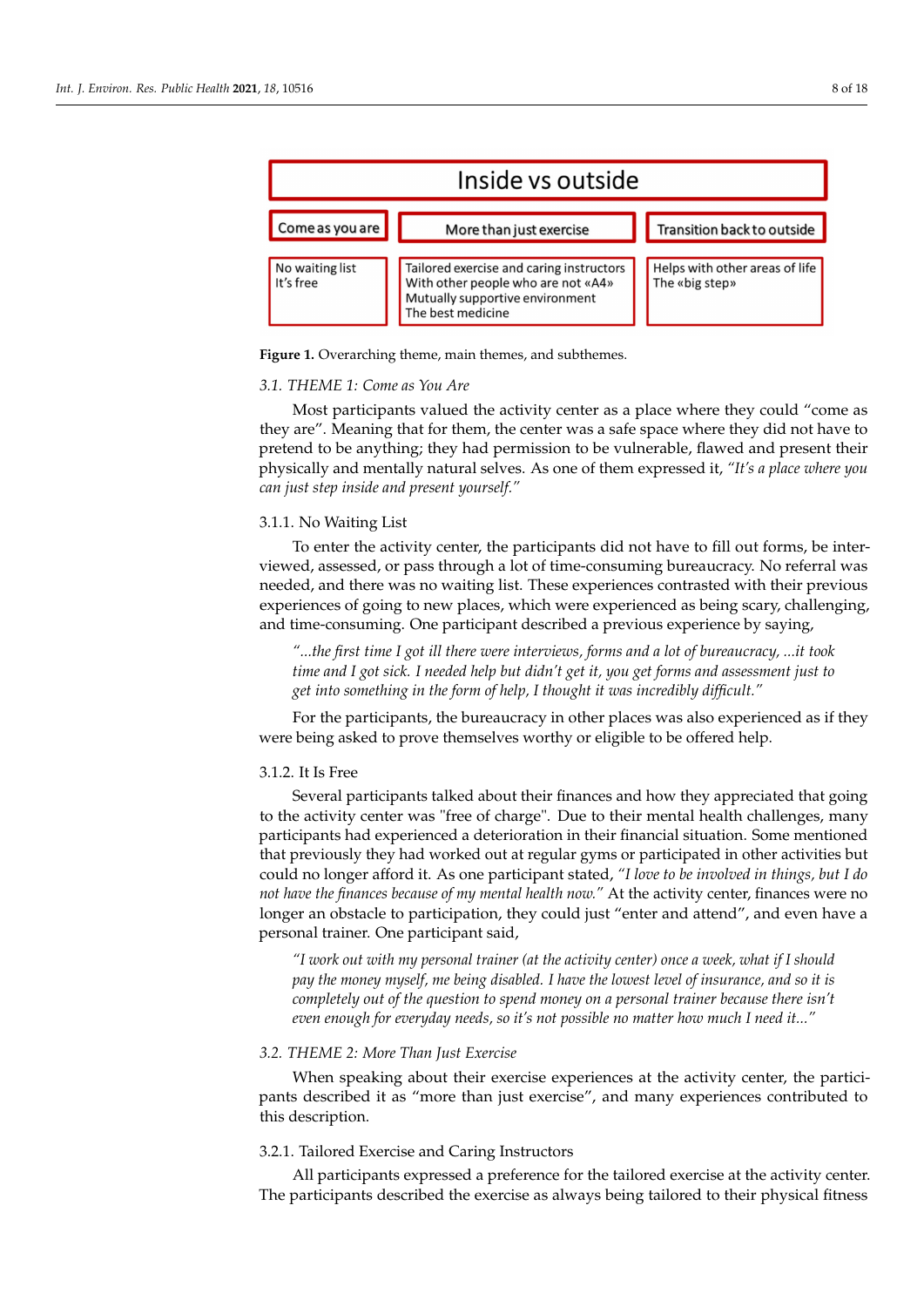| Inside vs outside | | |
|---|---|---|
| Come as you are | More than just exercise | Transition back to outside |
| No waiting list<br>It's free | Tailored exercise and caring instructors<br>With other people who are not «A4»<br>Mutually supportive environment<br>The best medicine | Helps with other areas of life<br>The «big step» |

**Figure 1.** Overarching theme, main themes, and subthemes.

### 3.1. THEME 1: Come as You Are

Most participants valued the activity center as a place where they could "come as they are". Meaning that for them, the center was a safe space where they did not have to pretend to be anything; they had permission to be vulnerable, flawed and present their physically and mentally natural selves. As one of them expressed it, *"It's a place where you can just step inside and present yourself."*

#### 3.1.1. No Waiting List

To enter the activity center, the participants did not have to fill out forms, be interviewed, assessed, or pass through a lot of time-consuming bureaucracy. No referral was needed, and there was no waiting list. These experiences contrasted with their previous experiences of going to new places, which were experienced as being scary, challenging, and time-consuming. One participant described a previous experience by saying,

> *"...the first time I got ill there were interviews, forms and a lot of bureaucracy, ...it took time and I got sick. I needed help but didn't get it, you get forms and assessment just to get into something in the form of help, I thought it was incredibly difficult."*

For the participants, the bureaucracy in other places was also experienced as if they were being asked to prove themselves worthy or eligible to be offered help.

#### 3.1.2. It Is Free

Several participants talked about their finances and how they appreciated that going to the activity center was "free of charge". Due to their mental health challenges, many participants had experienced a deterioration in their financial situation. Some mentioned that previously they had worked out at regular gyms or participated in other activities but could no longer afford it. As one participant stated, *"I love to be involved in things, but I do not have the finances because of my mental health now."* At the activity center, finances were no longer an obstacle to participation, they could just "enter and attend", and even have a personal trainer. One participant said,

> *"I work out with my personal trainer (at the activity center) once a week, what if I should pay the money myself, me being disabled. I have the lowest level of insurance, and so it is completely out of the question to spend money on a personal trainer because there isn't even enough for everyday needs, so it's not possible no matter how much I need it..."*

### 3.2. THEME 2: More Than Just Exercise

When speaking about their exercise experiences at the activity center, the participants described it as "more than just exercise", and many experiences contributed to this description.

#### 3.2.1. Tailored Exercise and Caring Instructors

All participants expressed a preference for the tailored exercise at the activity center. The participants described the exercise as always being tailored to their physical fitness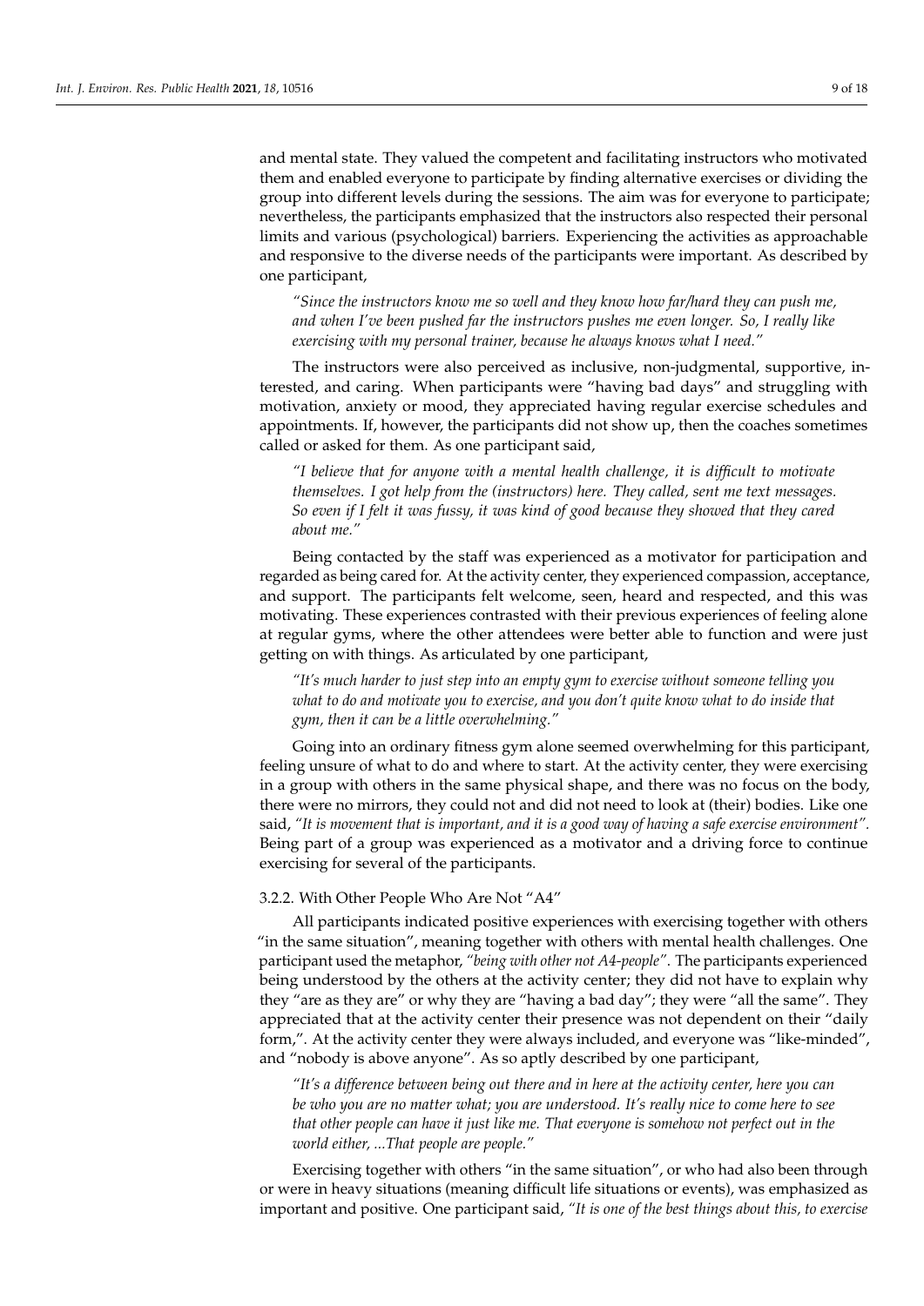and mental state. They valued the competent and facilitating instructors who motivated them and enabled everyone to participate by finding alternative exercises or dividing the group into different levels during the sessions. The aim was for everyone to participate; nevertheless, the participants emphasized that the instructors also respected their personal limits and various (psychological) barriers. Experiencing the activities as approachable and responsive to the diverse needs of the participants were important. As described by one participant,

> *"Since the instructors know me so well and they know how far/hard they can push me, and when I've been pushed far the instructors pushes me even longer. So, I really like exercising with my personal trainer, because he always knows what I need."*

The instructors were also perceived as inclusive, non-judgmental, supportive, interested, and caring. When participants were "having bad days" and struggling with motivation, anxiety or mood, they appreciated having regular exercise schedules and appointments. If, however, the participants did not show up, then the coaches sometimes called or asked for them. As one participant said,

> *"I believe that for anyone with a mental health challenge, it is difficult to motivate themselves. I got help from the (instructors) here. They called, sent me text messages. So even if I felt it was fussy, it was kind of good because they showed that they cared about me."*

Being contacted by the staff was experienced as a motivator for participation and regarded as being cared for. At the activity center, they experienced compassion, acceptance, and support. The participants felt welcome, seen, heard and respected, and this was motivating. These experiences contrasted with their previous experiences of feeling alone at regular gyms, where the other attendees were better able to function and were just getting on with things. As articulated by one participant,

> *"It's much harder to just step into an empty gym to exercise without someone telling you what to do and motivate you to exercise, and you don't quite know what to do inside that gym, then it can be a little overwhelming."*

Going into an ordinary fitness gym alone seemed overwhelming for this participant, feeling unsure of what to do and where to start. At the activity center, they were exercising in a group with others in the same physical shape, and there was no focus on the body, there were no mirrors, they could not and did not need to look at (their) bodies. Like one said, *"It is movement that is important, and it is a good way of having a safe exercise environment"*. Being part of a group was experienced as a motivator and a driving force to continue exercising for several of the participants.

### 3.2.2. With Other People Who Are Not "A4"

All participants indicated positive experiences with exercising together with others "in the same situation", meaning together with others with mental health challenges. One participant used the metaphor, *"being with other not A4-people"*. The participants experienced being understood by the others at the activity center; they did not have to explain why they "are as they are" or why they are "having a bad day"; they were "all the same". They appreciated that at the activity center their presence was not dependent on their "daily form,". At the activity center they were always included, and everyone was "like-minded", and "nobody is above anyone". As so aptly described by one participant,

> *"It's a difference between being out there and in here at the activity center, here you can be who you are no matter what; you are understood. It's really nice to come here to see that other people can have it just like me. That everyone is somehow not perfect out in the world either, ...That people are people."*

Exercising together with others "in the same situation", or who had also been through or were in heavy situations (meaning difficult life situations or events), was emphasized as important and positive. One participant said, *"It is one of the best things about this, to exercise*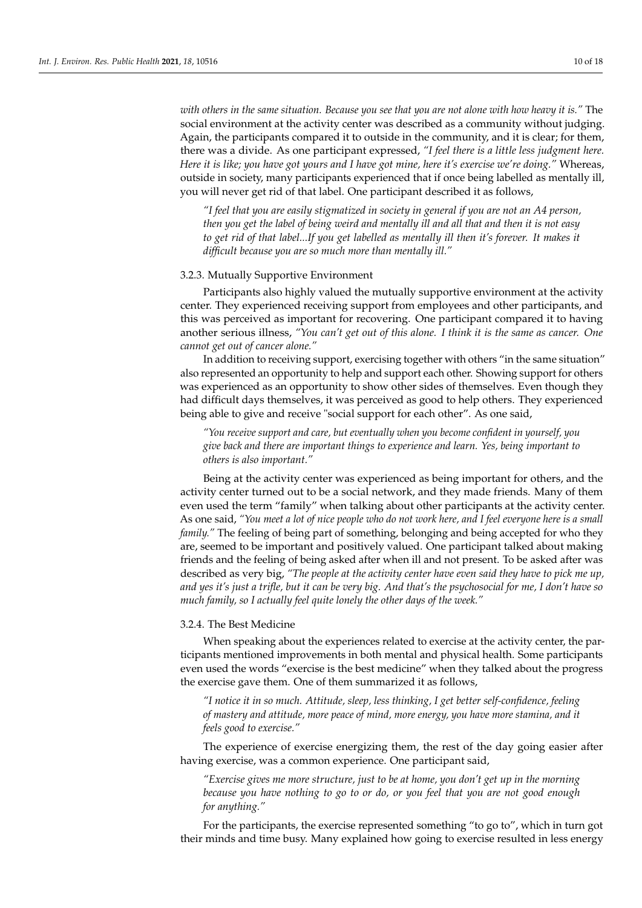*with others in the same situation. Because you see that you are not alone with how heavy it is."* The social environment at the activity center was described as a community without judging. Again, the participants compared it to outside in the community, and it is clear; for them, there was a divide. As one participant expressed, *"I feel there is a little less judgment here. Here it is like; you have got yours and I have got mine, here it's exercise we're doing."* Whereas, outside in society, many participants experienced that if once being labelled as mentally ill, you will never get rid of that label. One participant described it as follows,

> *"I feel that you are easily stigmatized in society in general if you are not an A4 person, then you get the label of being weird and mentally ill and all that and then it is not easy to get rid of that label...If you get labelled as mentally ill then it's forever. It makes it difficult because you are so much more than mentally ill."*

#### 3.2.3. Mutually Supportive Environment

Participants also highly valued the mutually supportive environment at the activity center. They experienced receiving support from employees and other participants, and this was perceived as important for recovering. One participant compared it to having another serious illness, *"You can't get out of this alone. I think it is the same as cancer. One cannot get out of cancer alone."*

In addition to receiving support, exercising together with others "in the same situation" also represented an opportunity to help and support each other. Showing support for others was experienced as an opportunity to show other sides of themselves. Even though they had difficult days themselves, it was perceived as good to help others. They experienced being able to give and receive "social support for each other". As one said,

> *"You receive support and care, but eventually when you become confident in yourself, you give back and there are important things to experience and learn. Yes, being important to others is also important."*

Being at the activity center was experienced as being important for others, and the activity center turned out to be a social network, and they made friends. Many of them even used the term "family" when talking about other participants at the activity center. As one said, *"You meet a lot of nice people who do not work here, and I feel everyone here is a small family."* The feeling of being part of something, belonging and being accepted for who they are, seemed to be important and positively valued. One participant talked about making friends and the feeling of being asked after when ill and not present. To be asked after was described as very big, *"The people at the activity center have even said they have to pick me up, and yes it's just a trifle, but it can be very big. And that's the psychosocial for me, I don't have so much family, so I actually feel quite lonely the other days of the week."*

#### 3.2.4. The Best Medicine

When speaking about the experiences related to exercise at the activity center, the participants mentioned improvements in both mental and physical health. Some participants even used the words "exercise is the best medicine" when they talked about the progress the exercise gave them. One of them summarized it as follows,

> *"I notice it in so much. Attitude, sleep, less thinking, I get better self-confidence, feeling of mastery and attitude, more peace of mind, more energy, you have more stamina, and it feels good to exercise."*

The experience of exercise energizing them, the rest of the day going easier after having exercise, was a common experience. One participant said,

> *"Exercise gives me more structure, just to be at home, you don't get up in the morning because you have nothing to go to or do, or you feel that you are not good enough for anything."*

For the participants, the exercise represented something "to go to", which in turn got their minds and time busy. Many explained how going to exercise resulted in less energy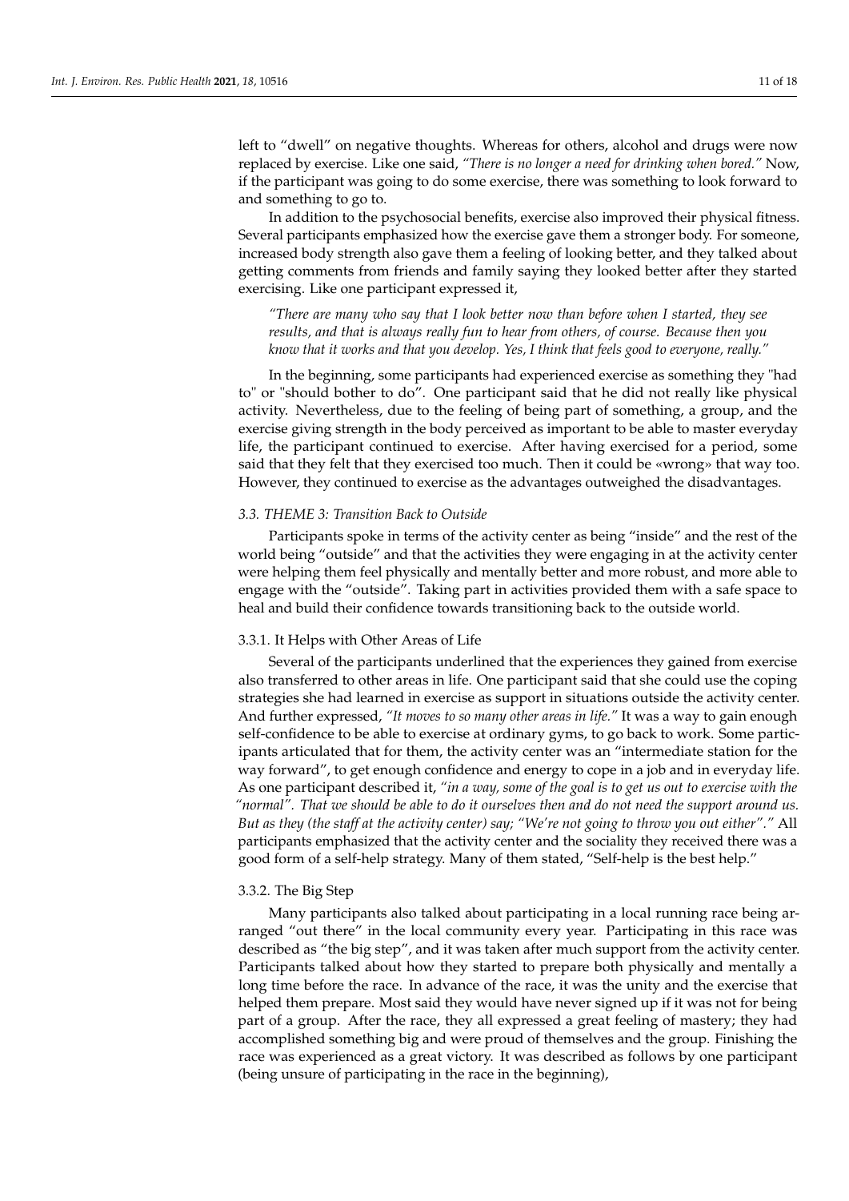left to "dwell" on negative thoughts. Whereas for others, alcohol and drugs were now replaced by exercise. Like one said, *"There is no longer a need for drinking when bored."* Now, if the participant was going to do some exercise, there was something to look forward to and something to go to.

In addition to the psychosocial benefits, exercise also improved their physical fitness. Several participants emphasized how the exercise gave them a stronger body. For someone, increased body strength also gave them a feeling of looking better, and they talked about getting comments from friends and family saying they looked better after they started exercising. Like one participant expressed it,

> *"There are many who say that I look better now than before when I started, they see results, and that is always really fun to hear from others, of course. Because then you know that it works and that you develop. Yes, I think that feels good to everyone, really."*

In the beginning, some participants had experienced exercise as something they "had to" or "should bother to do". One participant said that he did not really like physical activity. Nevertheless, due to the feeling of being part of something, a group, and the exercise giving strength in the body perceived as important to be able to master everyday life, the participant continued to exercise. After having exercised for a period, some said that they felt that they exercised too much. Then it could be «wrong» that way too. However, they continued to exercise as the advantages outweighed the disadvantages.

### *3.3. THEME 3: Transition Back to Outside*

Participants spoke in terms of the activity center as being "inside" and the rest of the world being "outside" and that the activities they were engaging in at the activity center were helping them feel physically and mentally better and more robust, and more able to engage with the "outside". Taking part in activities provided them with a safe space to heal and build their confidence towards transitioning back to the outside world.

#### 3.3.1. It Helps with Other Areas of Life

Several of the participants underlined that the experiences they gained from exercise also transferred to other areas in life. One participant said that she could use the coping strategies she had learned in exercise as support in situations outside the activity center. And further expressed, *"It moves to so many other areas in life."* It was a way to gain enough self-confidence to be able to exercise at ordinary gyms, to go back to work. Some participants articulated that for them, the activity center was an "intermediate station for the way forward", to get enough confidence and energy to cope in a job and in everyday life. As one participant described it, *"in a way, some of the goal is to get us out to exercise with the "normal". That we should be able to do it ourselves then and do not need the support around us. But as they (the staff at the activity center) say; "We're not going to throw you out either"."* All participants emphasized that the activity center and the sociality they received there was a good form of a self-help strategy. Many of them stated, "Self-help is the best help."

#### 3.3.2. The Big Step

Many participants also talked about participating in a local running race being arranged "out there" in the local community every year. Participating in this race was described as "the big step", and it was taken after much support from the activity center. Participants talked about how they started to prepare both physically and mentally a long time before the race. In advance of the race, it was the unity and the exercise that helped them prepare. Most said they would have never signed up if it was not for being part of a group. After the race, they all expressed a great feeling of mastery; they had accomplished something big and were proud of themselves and the group. Finishing the race was experienced as a great victory. It was described as follows by one participant (being unsure of participating in the race in the beginning),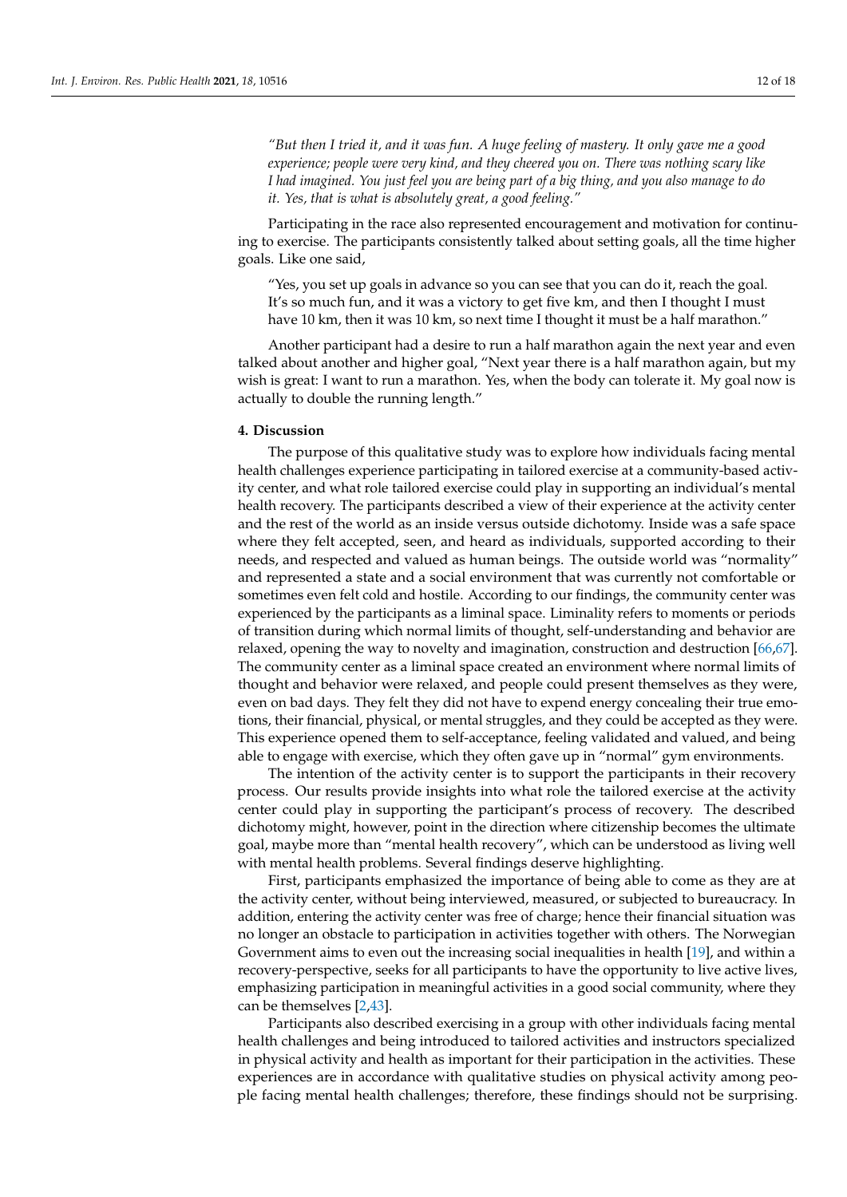> *"But then I tried it, and it was fun. A huge feeling of mastery. It only gave me a good experience; people were very kind, and they cheered you on. There was nothing scary like I had imagined. You just feel you are being part of a big thing, and you also manage to do it. Yes, that is what is absolutely great, a good feeling."*

Participating in the race also represented encouragement and motivation for continuing to exercise. The participants consistently talked about setting goals, all the time higher goals. Like one said,

> "Yes, you set up goals in advance so you can see that you can do it, reach the goal. It's so much fun, and it was a victory to get five km, and then I thought I must have 10 km, then it was 10 km, so next time I thought it must be a half marathon."

Another participant had a desire to run a half marathon again the next year and even talked about another and higher goal, "Next year there is a half marathon again, but my wish is great: I want to run a marathon. Yes, when the body can tolerate it. My goal now is actually to double the running length."

## 4. Discussion

The purpose of this qualitative study was to explore how individuals facing mental health challenges experience participating in tailored exercise at a community-based activity center, and what role tailored exercise could play in supporting an individual's mental health recovery. The participants described a view of their experience at the activity center and the rest of the world as an inside versus outside dichotomy. Inside was a safe space where they felt accepted, seen, and heard as individuals, supported according to their needs, and respected and valued as human beings. The outside world was "normality" and represented a state and a social environment that was currently not comfortable or sometimes even felt cold and hostile. According to our findings, the community center was experienced by the participants as a liminal space. Liminality refers to moments or periods of transition during which normal limits of thought, self-understanding and behavior are relaxed, opening the way to novelty and imagination, construction and destruction [66,67]. The community center as a liminal space created an environment where normal limits of thought and behavior were relaxed, and people could present themselves as they were, even on bad days. They felt they did not have to expend energy concealing their true emotions, their financial, physical, or mental struggles, and they could be accepted as they were. This experience opened them to self-acceptance, feeling validated and valued, and being able to engage with exercise, which they often gave up in "normal" gym environments.

The intention of the activity center is to support the participants in their recovery process. Our results provide insights into what role the tailored exercise at the activity center could play in supporting the participant's process of recovery. The described dichotomy might, however, point in the direction where citizenship becomes the ultimate goal, maybe more than "mental health recovery", which can be understood as living well with mental health problems. Several findings deserve highlighting.

First, participants emphasized the importance of being able to come as they are at the activity center, without being interviewed, measured, or subjected to bureaucracy. In addition, entering the activity center was free of charge; hence their financial situation was no longer an obstacle to participation in activities together with others. The Norwegian Government aims to even out the increasing social inequalities in health [19], and within a recovery-perspective, seeks for all participants to have the opportunity to live active lives, emphasizing participation in meaningful activities in a good social community, where they can be themselves [2,43].

Participants also described exercising in a group with other individuals facing mental health challenges and being introduced to tailored activities and instructors specialized in physical activity and health as important for their participation in the activities. These experiences are in accordance with qualitative studies on physical activity among people facing mental health challenges; therefore, these findings should not be surprising.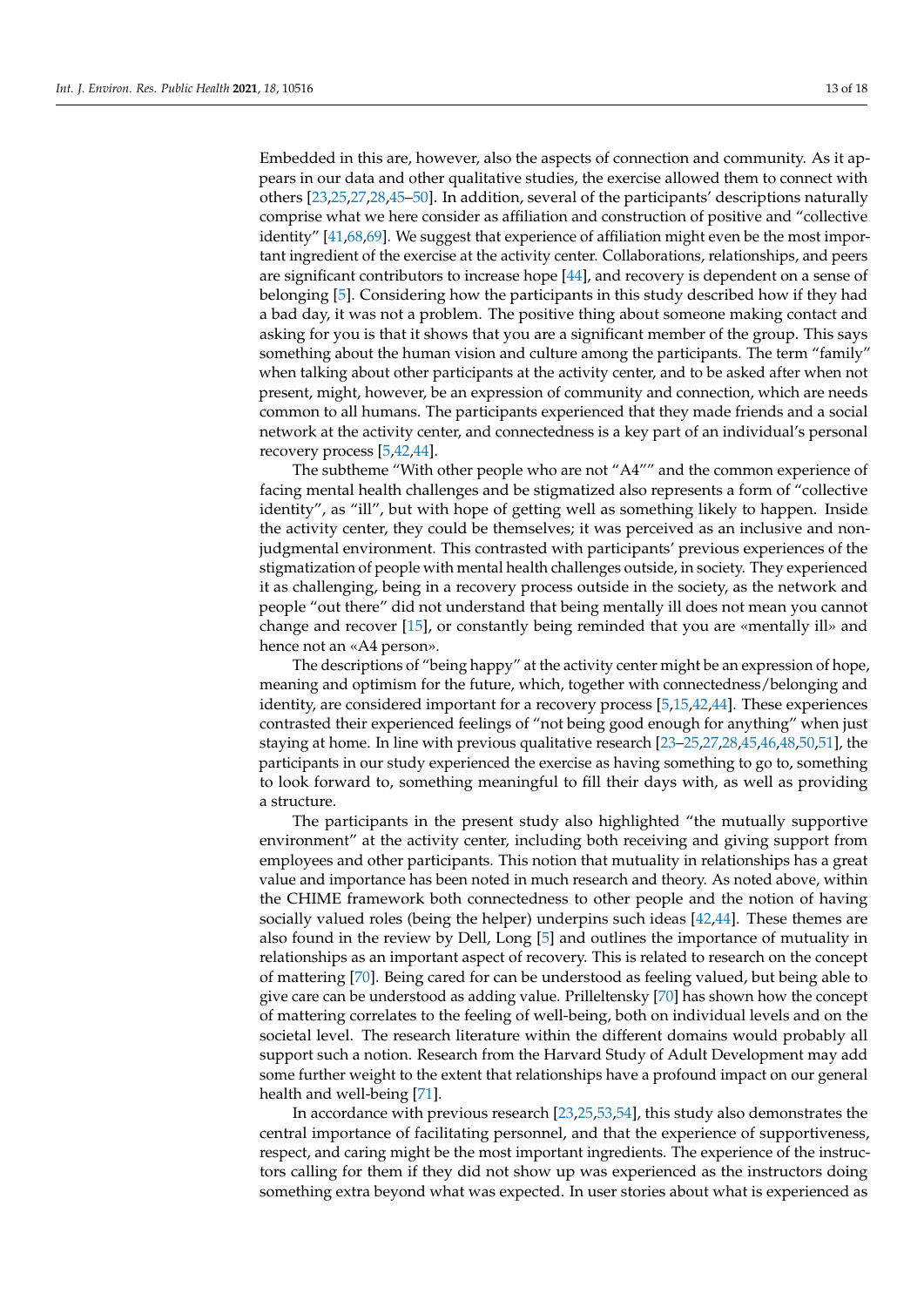Embedded in this are, however, also the aspects of connection and community. As it appears in our data and other qualitative studies, the exercise allowed them to connect with others [23,25,27,28,45–50]. In addition, several of the participants' descriptions naturally comprise what we here consider as affiliation and construction of positive and "collective identity" [41,68,69]. We suggest that experience of affiliation might even be the most important ingredient of the exercise at the activity center. Collaborations, relationships, and peers are significant contributors to increase hope [44], and recovery is dependent on a sense of belonging [5]. Considering how the participants in this study described how if they had a bad day, it was not a problem. The positive thing about someone making contact and asking for you is that it shows that you are a significant member of the group. This says something about the human vision and culture among the participants. The term "family" when talking about other participants at the activity center, and to be asked after when not present, might, however, be an expression of community and connection, which are needs common to all humans. The participants experienced that they made friends and a social network at the activity center, and connectedness is a key part of an individual's personal recovery process [5,42,44].

The subtheme "With other people who are not "A4"" and the common experience of facing mental health challenges and be stigmatized also represents a form of "collective identity", as "ill", but with hope of getting well as something likely to happen. Inside the activity center, they could be themselves; it was perceived as an inclusive and non-judgmental environment. This contrasted with participants' previous experiences of the stigmatization of people with mental health challenges outside, in society. They experienced it as challenging, being in a recovery process outside in the society, as the network and people "out there" did not understand that being mentally ill does not mean you cannot change and recover [15], or constantly being reminded that you are «mentally ill» and hence not an «A4 person».

The descriptions of "being happy" at the activity center might be an expression of hope, meaning and optimism for the future, which, together with connectedness/belonging and identity, are considered important for a recovery process [5,15,42,44]. These experiences contrasted their experienced feelings of "not being good enough for anything" when just staying at home. In line with previous qualitative research [23–25,27,28,45,46,48,50,51], the participants in our study experienced the exercise as having something to go to, something to look forward to, something meaningful to fill their days with, as well as providing a structure.

The participants in the present study also highlighted "the mutually supportive environment" at the activity center, including both receiving and giving support from employees and other participants. This notion that mutuality in relationships has a great value and importance has been noted in much research and theory. As noted above, within the CHIME framework both connectedness to other people and the notion of having socially valued roles (being the helper) underpins such ideas [42,44]. These themes are also found in the review by Dell, Long [5] and outlines the importance of mutuality in relationships as an important aspect of recovery. This is related to research on the concept of mattering [70]. Being cared for can be understood as feeling valued, but being able to give care can be understood as adding value. Prilleltensky [70] has shown how the concept of mattering correlates to the feeling of well-being, both on individual levels and on the societal level. The research literature within the different domains would probably all support such a notion. Research from the Harvard Study of Adult Development may add some further weight to the extent that relationships have a profound impact on our general health and well-being [71].

In accordance with previous research [23,25,53,54], this study also demonstrates the central importance of facilitating personnel, and that the experience of supportiveness, respect, and caring might be the most important ingredients. The experience of the instructors calling for them if they did not show up was experienced as the instructors doing something extra beyond what was expected. In user stories about what is experienced as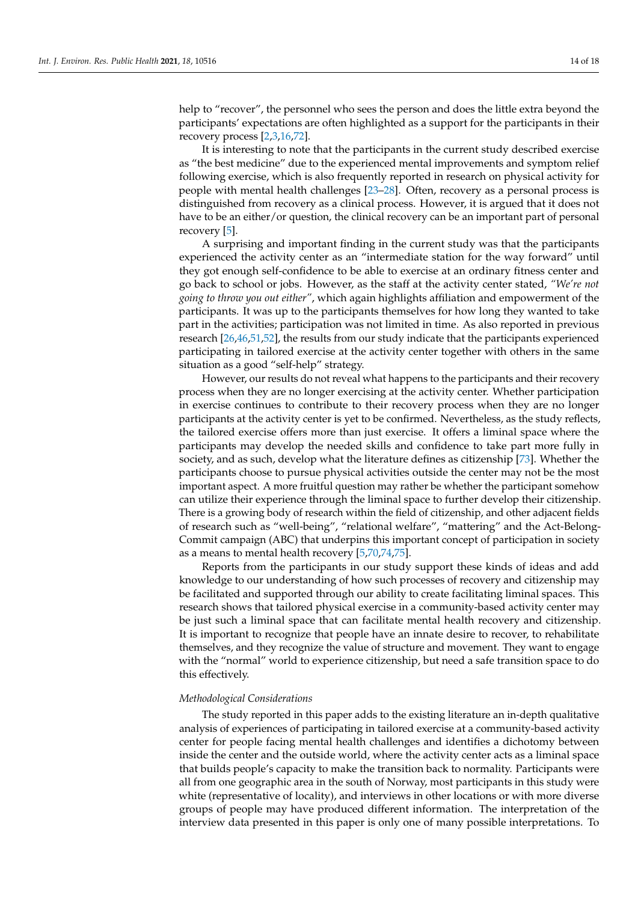help to "recover", the personnel who sees the person and does the little extra beyond the participants' expectations are often highlighted as a support for the participants in their recovery process [2,3,16,72].

It is interesting to note that the participants in the current study described exercise as "the best medicine" due to the experienced mental improvements and symptom relief following exercise, which is also frequently reported in research on physical activity for people with mental health challenges [23–28]. Often, recovery as a personal process is distinguished from recovery as a clinical process. However, it is argued that it does not have to be an either/or question, the clinical recovery can be an important part of personal recovery [5].

A surprising and important finding in the current study was that the participants experienced the activity center as an "intermediate station for the way forward" until they got enough self-confidence to be able to exercise at an ordinary fitness center and go back to school or jobs. However, as the staff at the activity center stated, *"We're not going to throw you out either"*, which again highlights affiliation and empowerment of the participants. It was up to the participants themselves for how long they wanted to take part in the activities; participation was not limited in time. As also reported in previous research [26,46,51,52], the results from our study indicate that the participants experienced participating in tailored exercise at the activity center together with others in the same situation as a good "self-help" strategy.

However, our results do not reveal what happens to the participants and their recovery process when they are no longer exercising at the activity center. Whether participation in exercise continues to contribute to their recovery process when they are no longer participants at the activity center is yet to be confirmed. Nevertheless, as the study reflects, the tailored exercise offers more than just exercise. It offers a liminal space where the participants may develop the needed skills and confidence to take part more fully in society, and as such, develop what the literature defines as citizenship [73]. Whether the participants choose to pursue physical activities outside the center may not be the most important aspect. A more fruitful question may rather be whether the participant somehow can utilize their experience through the liminal space to further develop their citizenship. There is a growing body of research within the field of citizenship, and other adjacent fields of research such as "well-being", "relational welfare", "mattering" and the Act-Belong-Commit campaign (ABC) that underpins this important concept of participation in society as a means to mental health recovery [5,70,74,75].

Reports from the participants in our study support these kinds of ideas and add knowledge to our understanding of how such processes of recovery and citizenship may be facilitated and supported through our ability to create facilitating liminal spaces. This research shows that tailored physical exercise in a community-based activity center may be just such a liminal space that can facilitate mental health recovery and citizenship. It is important to recognize that people have an innate desire to recover, to rehabilitate themselves, and they recognize the value of structure and movement. They want to engage with the "normal" world to experience citizenship, but need a safe transition space to do this effectively.

*Methodological Considerations*

The study reported in this paper adds to the existing literature an in-depth qualitative analysis of experiences of participating in tailored exercise at a community-based activity center for people facing mental health challenges and identifies a dichotomy between inside the center and the outside world, where the activity center acts as a liminal space that builds people's capacity to make the transition back to normality. Participants were all from one geographic area in the south of Norway, most participants in this study were white (representative of locality), and interviews in other locations or with more diverse groups of people may have produced different information. The interpretation of the interview data presented in this paper is only one of many possible interpretations. To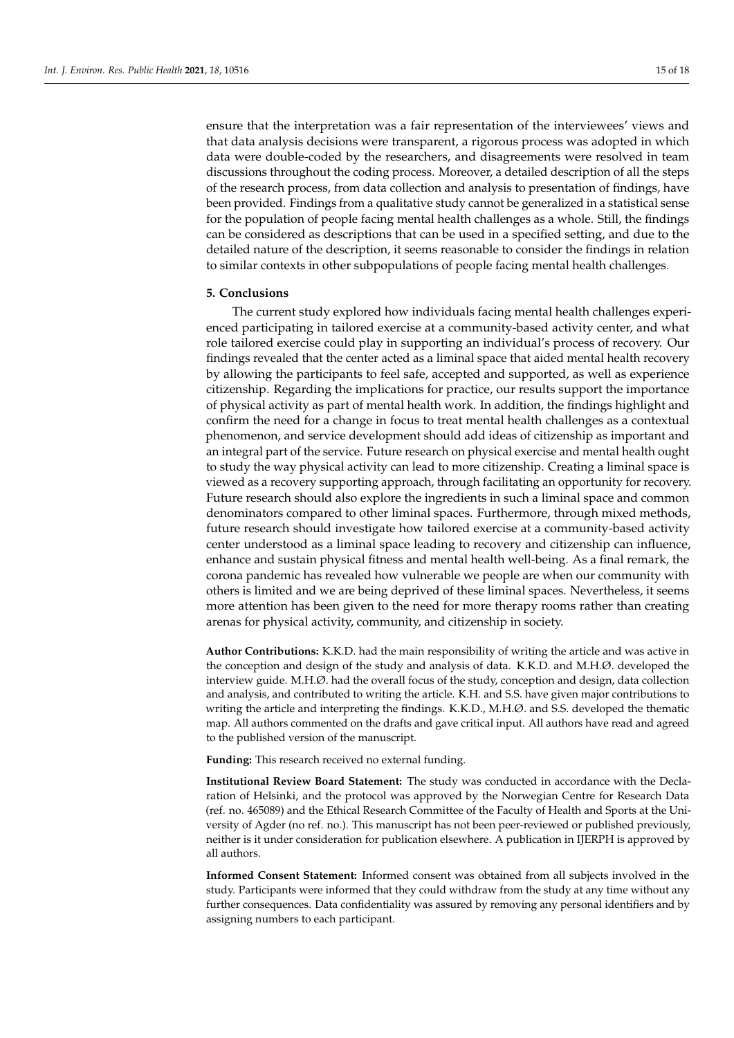ensure that the interpretation was a fair representation of the interviewees' views and that data analysis decisions were transparent, a rigorous process was adopted in which data were double-coded by the researchers, and disagreements were resolved in team discussions throughout the coding process. Moreover, a detailed description of all the steps of the research process, from data collection and analysis to presentation of findings, have been provided. Findings from a qualitative study cannot be generalized in a statistical sense for the population of people facing mental health challenges as a whole. Still, the findings can be considered as descriptions that can be used in a specified setting, and due to the detailed nature of the description, it seems reasonable to consider the findings in relation to similar contexts in other subpopulations of people facing mental health challenges.

## 5. Conclusions

The current study explored how individuals facing mental health challenges experienced participating in tailored exercise at a community-based activity center, and what role tailored exercise could play in supporting an individual's process of recovery. Our findings revealed that the center acted as a liminal space that aided mental health recovery by allowing the participants to feel safe, accepted and supported, as well as experience citizenship. Regarding the implications for practice, our results support the importance of physical activity as part of mental health work. In addition, the findings highlight and confirm the need for a change in focus to treat mental health challenges as a contextual phenomenon, and service development should add ideas of citizenship as important and an integral part of the service. Future research on physical exercise and mental health ought to study the way physical activity can lead to more citizenship. Creating a liminal space is viewed as a recovery supporting approach, through facilitating an opportunity for recovery. Future research should also explore the ingredients in such a liminal space and common denominators compared to other liminal spaces. Furthermore, through mixed methods, future research should investigate how tailored exercise at a community-based activity center understood as a liminal space leading to recovery and citizenship can influence, enhance and sustain physical fitness and mental health well-being. As a final remark, the corona pandemic has revealed how vulnerable we people are when our community with others is limited and we are being deprived of these liminal spaces. Nevertheless, it seems more attention has been given to the need for more therapy rooms rather than creating arenas for physical activity, community, and citizenship in society.

**Author Contributions:** K.K.D. had the main responsibility of writing the article and was active in the conception and design of the study and analysis of data. K.K.D. and M.H.Ø. developed the interview guide. M.H.Ø. had the overall focus of the study, conception and design, data collection and analysis, and contributed to writing the article. K.H. and S.S. have given major contributions to writing the article and interpreting the findings. K.K.D., M.H.Ø. and S.S. developed the thematic map. All authors commented on the drafts and gave critical input. All authors have read and agreed to the published version of the manuscript.

**Funding:** This research received no external funding.

**Institutional Review Board Statement:** The study was conducted in accordance with the Declaration of Helsinki, and the protocol was approved by the Norwegian Centre for Research Data (ref. no. 465089) and the Ethical Research Committee of the Faculty of Health and Sports at the University of Agder (no ref. no.). This manuscript has not been peer-reviewed or published previously, neither is it under consideration for publication elsewhere. A publication in IJERPH is approved by all authors.

**Informed Consent Statement:** Informed consent was obtained from all subjects involved in the study. Participants were informed that they could withdraw from the study at any time without any further consequences. Data confidentiality was assured by removing any personal identifiers and by assigning numbers to each participant.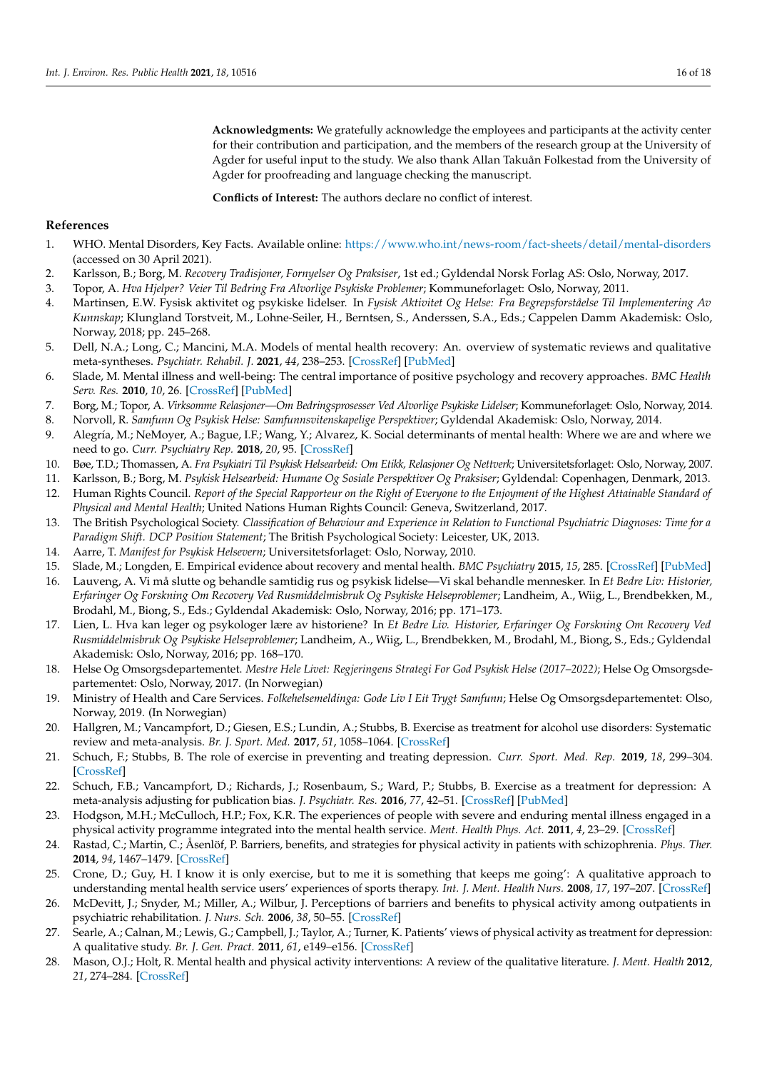**Acknowledgments:** We gratefully acknowledge the employees and participants at the activity center for their contribution and participation, and the members of the research group at the University of Agder for useful input to the study. We also thank Allan Takuån Folkestad from the University of Agder for proofreading and language checking the manuscript.

**Conflicts of Interest:** The authors declare no conflict of interest.

## References

1. WHO. Mental Disorders, Key Facts. Available online: https://www.who.int/news-room/fact-sheets/detail/mental-disorders (accessed on 30 April 2021).
2. Karlsson, B.; Borg, M. *Recovery Tradisjoner, Fornyelser Og Praksiser*, 1st ed.; Gyldendal Norsk Forlag AS: Oslo, Norway, 2017.
3. Topor, A. *Hva Hjelper? Veier Til Bedring Fra Alvorlige Psykiske Problemer*; Kommuneforlaget: Oslo, Norway, 2011.
4. Martinsen, E.W. Fysisk aktivitet og psykiske lidelser. In *Fysisk Aktivitet Og Helse: Fra Begrepsforståelse Til Implementering Av Kunnskap*; Klungland Torstveit, M., Lohne-Seiler, H., Berntsen, S., Anderssen, S.A., Eds.; Cappelen Damm Akademisk: Oslo, Norway, 2018; pp. 245–268.
5. Dell, N.A.; Long, C.; Mancini, M.A. Models of mental health recovery: An. overview of systematic reviews and qualitative meta-syntheses. *Psychiatr. Rehabil. J.* **2021**, *44*, 238–253. [CrossRef] [PubMed]
6. Slade, M. Mental illness and well-being: The central importance of positive psychology and recovery approaches. *BMC Health Serv. Res.* **2010**, *10*, 26. [CrossRef] [PubMed]
7. Borg, M.; Topor, A. *Virksomme Relasjoner—Om Bedringsprosesser Ved Alvorlige Psykiske Lidelser*; Kommuneforlaget: Oslo, Norway, 2014.
8. Norvoll, R. *Samfunn Og Psykisk Helse: Samfunnsvitenskapelige Perspektiver*; Gyldendal Akademisk: Oslo, Norway, 2014.
9. Alegría, M.; NeMoyer, A.; Bague, I.F.; Wang, Y.; Alvarez, K. Social determinants of mental health: Where we are and where we need to go. *Curr. Psychiatry Rep.* **2018**, *20*, 95. [CrossRef]
10. Bøe, T.D.; Thomassen, A. *Fra Psykiatri Til Psykisk Helsearbeid: Om Etikk, Relasjoner Og Nettverk*; Universitetsforlaget: Oslo, Norway, 2007.
11. Karlsson, B.; Borg, M. *Psykisk Helsearbeid: Humane Og Sosiale Perspektiver Og Praksiser*; Gyldendal: Copenhagen, Denmark, 2013.
12. Human Rights Council. *Report of the Special Rapporteur on the Right of Everyone to the Enjoyment of the Highest Attainable Standard of Physical and Mental Health*; United Nations Human Rights Council: Geneva, Switzerland, 2017.
13. The British Psychological Society. *Classification of Behaviour and Experience in Relation to Functional Psychiatric Diagnoses: Time for a Paradigm Shift. DCP Position Statement*; The British Psychological Society: Leicester, UK, 2013.
14. Aarre, T. *Manifest for Psykisk Helsevern*; Universitetsforlaget: Oslo, Norway, 2010.
15. Slade, M.; Longden, E. Empirical evidence about recovery and mental health. *BMC Psychiatry* **2015**, *15*, 285. [CrossRef] [PubMed]
16. Lauveng, A. Vi må slutte og behandle samtidig rus og psykisk lidelse—Vi skal behandle mennesker. In *Et Bedre Liv: Historier, Erfaringer Og Forskning Om Recovery Ved Rusmiddelmisbruk Og Psykiske Helseproblemer*; Landheim, A., Wiig, L., Brendbekken, M., Brodahl, M., Biong, S., Eds.; Gyldendal Akademisk: Oslo, Norway, 2016; pp. 171–173.
17. Lien, L. Hva kan leger og psykologer lære av historiene? In *Et Bedre Liv. Historier, Erfaringer Og Forskning Om Recovery Ved Rusmiddelmisbruk Og Psykiske Helseproblemer*; Landheim, A., Wiig, L., Brendbekken, M., Brodahl, M., Biong, S., Eds.; Gyldendal Akademisk: Oslo, Norway, 2016; pp. 168–170.
18. Helse Og Omsorgsdepartementet. *Mestre Hele Livet: Regjeringens Strategi For God Psykisk Helse (2017–2022)*; Helse Og Omsorgsdepartementet: Oslo, Norway, 2017. (In Norwegian)
19. Ministry of Health and Care Services. *Folkehelsemeldinga: Gode Liv I Eit Trygt Samfunn*; Helse Og Omsorgsdepartementet: Olso, Norway, 2019. (In Norwegian)
20. Hallgren, M.; Vancampfort, D.; Giesen, E.S.; Lundin, A.; Stubbs, B. Exercise as treatment for alcohol use disorders: Systematic review and meta-analysis. *Br. J. Sport. Med.* **2017**, *51*, 1058–1064. [CrossRef]
21. Schuch, F.; Stubbs, B. The role of exercise in preventing and treating depression. *Curr. Sport. Med. Rep.* **2019**, *18*, 299–304. [CrossRef]
22. Schuch, F.B.; Vancampfort, D.; Richards, J.; Rosenbaum, S.; Ward, P.; Stubbs, B. Exercise as a treatment for depression: A meta-analysis adjusting for publication bias. *J. Psychiatr. Res.* **2016**, *77*, 42–51. [CrossRef] [PubMed]
23. Hodgson, M.H.; McCulloch, H.P.; Fox, K.R. The experiences of people with severe and enduring mental illness engaged in a physical activity programme integrated into the mental health service. *Ment. Health Phys. Act.* **2011**, *4*, 23–29. [CrossRef]
24. Rastad, C.; Martin, C.; Åsenlöf, P. Barriers, benefits, and strategies for physical activity in patients with schizophrenia. *Phys. Ther.* **2014**, *94*, 1467–1479. [CrossRef]
25. Crone, D.; Guy, H. I know it is only exercise, but to me it is something that keeps me going': A qualitative approach to understanding mental health service users' experiences of sports therapy. *Int. J. Ment. Health Nurs.* **2008**, *17*, 197–207. [CrossRef]
26. McDevitt, J.; Snyder, M.; Miller, A.; Wilbur, J. Perceptions of barriers and benefits to physical activity among outpatients in psychiatric rehabilitation. *J. Nurs. Sch.* **2006**, *38*, 50–55. [CrossRef]
27. Searle, A.; Calnan, M.; Lewis, G.; Campbell, J.; Taylor, A.; Turner, K. Patients' views of physical activity as treatment for depression: A qualitative study. *Br. J. Gen. Pract.* **2011**, *61*, e149–e156. [CrossRef]
28. Mason, O.J.; Holt, R. Mental health and physical activity interventions: A review of the qualitative literature. *J. Ment. Health* **2012**, *21*, 274–284. [CrossRef]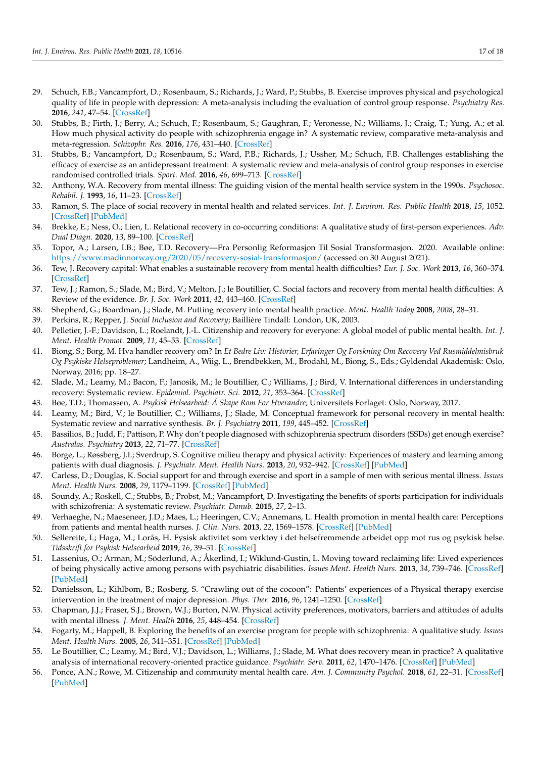29. Schuch, F.B.; Vancampfort, D.; Rosenbaum, S.; Richards, J.; Ward, P.; Stubbs, B. Exercise improves physical and psychological quality of life in people with depression: A meta-analysis including the evaluation of control group response. *Psychiatry Res.* **2016**, *241*, 47–54. [CrossRef]
30. Stubbs, B.; Firth, J.; Berry, A.; Schuch, F.; Rosenbaum, S.; Gaughran, F.; Veronesse, N.; Williams, J.; Craig, T.; Yung, A.; et al. How much physical activity do people with schizophrenia engage in? A systematic review, comparative meta-analysis and meta-regression. *Schizophr. Res.* **2016**, *176*, 431–440. [CrossRef]
31. Stubbs, B.; Vancampfort, D.; Rosenbaum, S.; Ward, P.B.; Richards, J.; Ussher, M.; Schuch, F.B. Challenges establishing the efficacy of exercise as an antidepressant treatment: A systematic review and meta-analysis of control group responses in exercise randomised controlled trials. *Sport. Med.* **2016**, *46*, 699–713. [CrossRef]
32. Anthony, W.A. Recovery from mental illness: The guiding vision of the mental health service system in the 1990s. *Psychosoc. Rehabil. J.* **1993**, *16*, 11–23. [CrossRef]
33. Ramon, S. The place of social recovery in mental health and related services. *Int. J. Environ. Res. Public Health* **2018**, *15*, 1052. [CrossRef] [PubMed]
34. Brekke, E.; Ness, O.; Lien, L. Relational recovery in co-occurring conditions: A qualitative study of first-person experiences. *Adv. Dual Diagn.* **2020**, *13*, 89–100. [CrossRef]
35. Topor, A.; Larsen, I.B.; Bøe, T.D. Recovery—Fra Personlig Reformasjon Til Sosial Transformasjon. 2020. Available online: https://www.madinnorway.org/2020/05/recovery-sosial-transformasjon/ (accessed on 30 August 2021).
36. Tew, J. Recovery capital: What enables a sustainable recovery from mental health difficulties? *Eur. J. Soc. Work* **2013**, *16*, 360–374. [CrossRef]
37. Tew, J.; Ramon, S.; Slade, M.; Bird, V.; Melton, J.; le Boutillier, C. Social factors and recovery from mental health difficulties: A Review of the evidence. *Br. J. Soc. Work* **2011**, *42*, 443–460. [CrossRef]
38. Shepherd, G.; Boardman, J.; Slade, M. Putting recovery into mental health practice. *Ment. Health Today* **2008**, *2008*, 28–31.
39. Perkins, R.; Repper, J. *Social Inclusion and Recovery*; Baillière Tindall: London, UK, 2003.
40. Pelletier, J.-F.; Davidson, L.; Roelandt, J.-L. Citizenship and recovery for everyone: A global model of public mental health. *Int. J. Ment. Health Promot.* **2009**, *11*, 45–53. [CrossRef]
41. Biong, S.; Borg, M. Hva handler recovery om? In *Et Bedre Liv: Historier, Erfaringer Og Forskning Om Recovery Ved Rusmiddelmisbruk Og Psykiske Helseproblemer*; Landheim, A., Wiig, L., Brendbekken, M., Brodahl, M., Biong, S., Eds.; Gyldendal Akademisk: Oslo, Norway, 2016; pp. 18–27.
42. Slade, M.; Leamy, M.; Bacon, F.; Janosik, M.; le Boutillier, C.; Williams, J.; Bird, V. International differences in understanding recovery: Systematic review. *Epidemiol. Psychiatr. Sci.* **2012**, *21*, 353–364. [CrossRef]
43. Bøe, T.D.; Thomassen, A. *Psykisk Helsearbeid: Å Skape Rom For Hverandre*; Universitets Forlaget: Oslo, Norway, 2017.
44. Leamy, M.; Bird, V.; le Boutillier, C.; Williams, J.; Slade, M. Conceptual framework for personal recovery in mental health: Systematic review and narrative synthesis. *Br. J. Psychiatry* **2011**, *199*, 445–452. [CrossRef]
45. Bassilios, B.; Judd, F.; Pattison, P. Why don't people diagnosed with schizophrenia spectrum disorders (SSDs) get enough exercise? *Australas. Psychiatry* **2013**, *22*, 71–77. [CrossRef]
46. Borge, L.; Røssberg, J.I.; Sverdrup, S. Cognitive milieu therapy and physical activity: Experiences of mastery and learning among patients with dual diagnosis. *J. Psychiatr. Ment. Health Nurs.* **2013**, *20*, 932–942. [CrossRef] [PubMed]
47. Carless, D.; Douglas, K. Social support for and through exercise and sport in a sample of men with serious mental illness. *Issues Ment. Health Nurs.* **2008**, *29*, 1179–1199. [CrossRef] [PubMed]
48. Soundy, A.; Roskell, C.; Stubbs, B.; Probst, M.; Vancampfort, D. Investigating the benefits of sports participation for individuals with schizofrenia: A systematic review. *Psychiatr. Danub.* **2015**, *27*, 2–13.
49. Verhaeghe, N.; Maeseneer, J.D.; Maes, L.; Heeringen, C.V.; Annemans, L. Health promotion in mental health care: Perceptions from patients and mental health nurses. *J. Clin. Nurs.* **2013**, *22*, 1569–1578. [CrossRef] [PubMed]
50. Sellereite, I.; Haga, M.; Lorås, H. Fysisk aktivitet som verktøy i det helsefremmende arbeidet opp mot rus og psykisk helse. *Tidsskrift for Psykisk Helsearbeid* **2019**, *16*, 39–51. [CrossRef]
51. Lassenius, O.; Arman, M.; Söderlund, A.; Åkerlind, I.; Wiklund-Gustin, L. Moving toward reclaiming life: Lived experiences of being physically active among persons with psychiatric disabilities. *Issues Ment. Health Nurs.* **2013**, *34*, 739–746. [CrossRef] [PubMed]
52. Danielsson, L.; Kihlbom, B.; Rosberg, S. "Crawling out of the cocoon": Patients' experiences of a Physical therapy exercise intervention in the treatment of major depression. *Phys. Ther.* **2016**, *96*, 1241–1250. [CrossRef]
53. Chapman, J.J.; Fraser, S.J.; Brown, W.J.; Burton, N.W. Physical activity preferences, motivators, barriers and attitudes of adults with mental illness. *J. Ment. Health* **2016**, *25*, 448–454. [CrossRef]
54. Fogarty, M.; Happell, B. Exploring the benefits of an exercise program for people with schizophrenia: A qualitative study. *Issues Ment. Health Nurs.* **2005**, *26*, 341–351. [CrossRef] [PubMed]
55. Le Boutillier, C.; Leamy, M.; Bird, V.J.; Davidson, L.; Williams, J.; Slade, M. What does recovery mean in practice? A qualitative analysis of international recovery-oriented practice guidance. *Psychiatr. Serv.* **2011**, *62*, 1470–1476. [CrossRef] [PubMed]
56. Ponce, A.N.; Rowe, M. Citizenship and community mental health care. *Am. J. Community Psychol.* **2018**, *61*, 22–31. [CrossRef] [PubMed]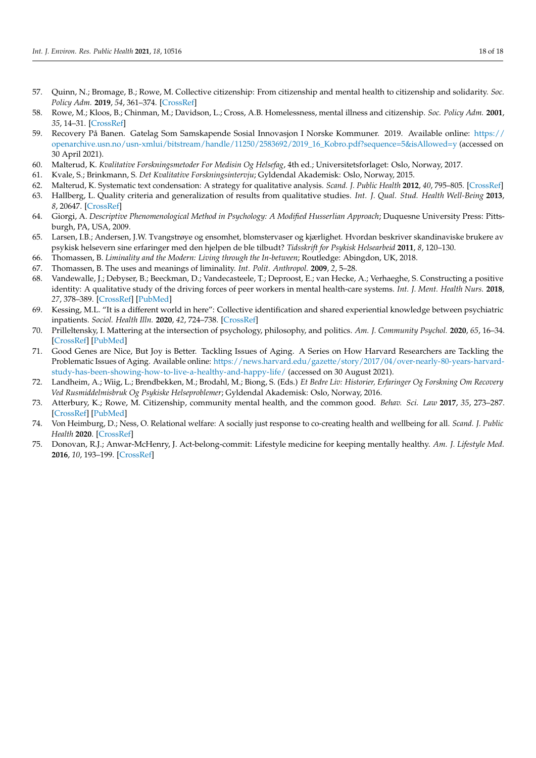57. Quinn, N.; Bromage, B.; Rowe, M. Collective citizenship: From citizenship and mental health to citizenship and solidarity. *Soc. Policy Adm.* **2019**, *54*, 361–374. [CrossRef]
58. Rowe, M.; Kloos, B.; Chinman, M.; Davidson, L.; Cross, A.B. Homelessness, mental illness and citizenship. *Soc. Policy Adm.* **2001**, *35*, 14–31. [CrossRef]
59. Recovery På Banen. Gatelag Som Samskapende Sosial Innovasjon I Norske Kommuner. 2019. Available online: https://openarchive.usn.no/usn-xmlui/bitstream/handle/11250/2583692/2019_16_Kobro.pdf?sequence=5&isAllowed=y (accessed on 30 April 2021).
60. Malterud, K. *Kvalitative Forskningsmetoder For Medisin Og Helsefag*, 4th ed.; Universitetsforlaget: Oslo, Norway, 2017.
61. Kvale, S.; Brinkmann, S. *Det Kvalitative Forskningsintervju*; Gyldendal Akademisk: Oslo, Norway, 2015.
62. Malterud, K. Systematic text condensation: A strategy for qualitative analysis. *Scand. J. Public Health* **2012**, *40*, 795–805. [CrossRef]
63. Hallberg, L. Quality criteria and generalization of results from qualitative studies. *Int. J. Qual. Stud. Health Well-Being* **2013**, *8*, 20647. [CrossRef]
64. Giorgi, A. *Descriptive Phenomenological Method in Psychology: A Modified Husserlian Approach*; Duquesne University Press: Pittsburgh, PA, USA, 2009.
65. Larsen, I.B.; Andersen, J.W. Tvangstrøye og ensomhet, blomstervaser og kjærlighet. Hvordan beskriver skandinaviske brukere av psykisk helsevern sine erfaringer med den hjelpen de ble tilbudt? *Tidsskrift for Psykisk Helsearbeid* **2011**, *8*, 120–130.
66. Thomassen, B. *Liminality and the Modern: Living through the In-between*; Routledge: Abingdon, UK, 2018.
67. Thomassen, B. The uses and meanings of liminality. *Int. Polit. Anthropol.* **2009**, *2*, 5–28.
68. Vandewalle, J.; Debyser, B.; Beeckman, D.; Vandecasteele, T.; Deproost, E.; van Hecke, A.; Verhaeghe, S. Constructing a positive identity: A qualitative study of the driving forces of peer workers in mental health-care systems. *Int. J. Ment. Health Nurs.* **2018**, *27*, 378–389. [CrossRef] [PubMed]
69. Kessing, M.L. "It is a different world in here": Collective identification and shared experiential knowledge between psychiatric inpatients. *Sociol. Health Illn.* **2020**, *42*, 724–738. [CrossRef]
70. Prilleltensky, I. Mattering at the intersection of psychology, philosophy, and politics. *Am. J. Community Psychol.* **2020**, *65*, 16–34. [CrossRef] [PubMed]
71. Good Genes are Nice, But Joy is Better. Tackling Issues of Aging. A Series on How Harvard Researchers are Tackling the Problematic Issues of Aging. Available online: https://news.harvard.edu/gazette/story/2017/04/over-nearly-80-years-harvard-study-has-been-showing-how-to-live-a-healthy-and-happy-life/ (accessed on 30 August 2021).
72. Landheim, A.; Wiig, L.; Brendbekken, M.; Brodahl, M.; Biong, S. (Eds.) *Et Bedre Liv: Historier, Erfaringer Og Forskning Om Recovery Ved Rusmiddelmisbruk Og Psykiske Helseproblemer*; Gyldendal Akademisk: Oslo, Norway, 2016.
73. Atterbury, K.; Rowe, M. Citizenship, community mental health, and the common good. *Behav. Sci. Law* **2017**, *35*, 273–287. [CrossRef] [PubMed]
74. Von Heimburg, D.; Ness, O. Relational welfare: A socially just response to co-creating health and wellbeing for all. *Scand. J. Public Health* **2020**. [CrossRef]
75. Donovan, R.J.; Anwar-McHenry, J. Act-belong-commit: Lifestyle medicine for keeping mentally healthy. *Am. J. Lifestyle Med.* **2016**, *10*, 193–199. [CrossRef]